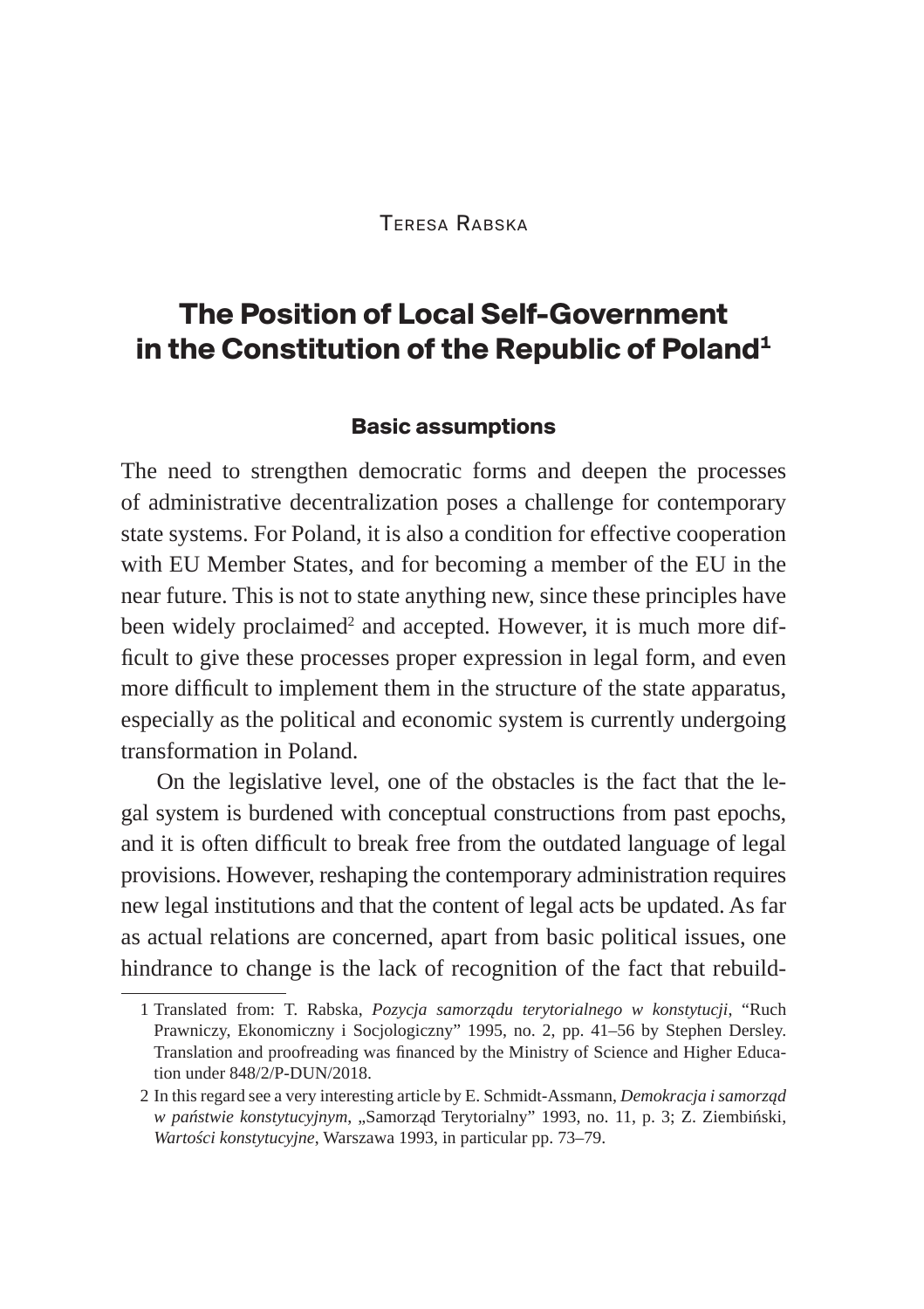Teresa Rabska

# The Position of Local Self-Government in the Constitution of the Republic of Poland[1]

## Basic assumptions

The need to strengthen democratic forms and deepen the processes of administrative decentralization poses a challenge for contemporary state systems. For Poland, it is also a condition for effective cooperation with EU Member States, and for becoming a member of the EU in the near future. This is not to state anything new, since these principles have been widely proclaimed[2] and accepted. However, it is much more difficult to give these processes proper expression in legal form, and even more difficult to implement them in the structure of the state apparatus, especially as the political and economic system is currently undergoing transformation in Poland.

On the legislative level, one of the obstacles is the fact that the legal system is burdened with conceptual constructions from past epochs, and it is often difficult to break free from the outdated language of legal provisions. However, reshaping the contemporary administration requires new legal institutions and that the content of legal acts be updated. As far as actual relations are concerned, apart from basic political issues, one hindrance to change is the lack of recognition of the fact that rebuild-

1 Translated from: T. Rabska, *Pozycja samorządu terytorialnego w konstytucji*, "Ruch Prawniczy, Ekonomiczny i Socjologiczny" 1995, no. 2, pp. 41–56 by Stephen Dersley. Translation and proofreading was financed by the Ministry of Science and Higher Education under 848/2/P-DUN/2018.

2 In this regard see a very interesting article by E. Schmidt-Assmann, *Demokracja i samorząd w państwie konstytucyjnym*, „Samorząd Terytorialny" 1993, no. 11, p. 3; Z. Ziembiński, *Wartości konstytucyjne*, Warszawa 1993, in particular pp. 73–79.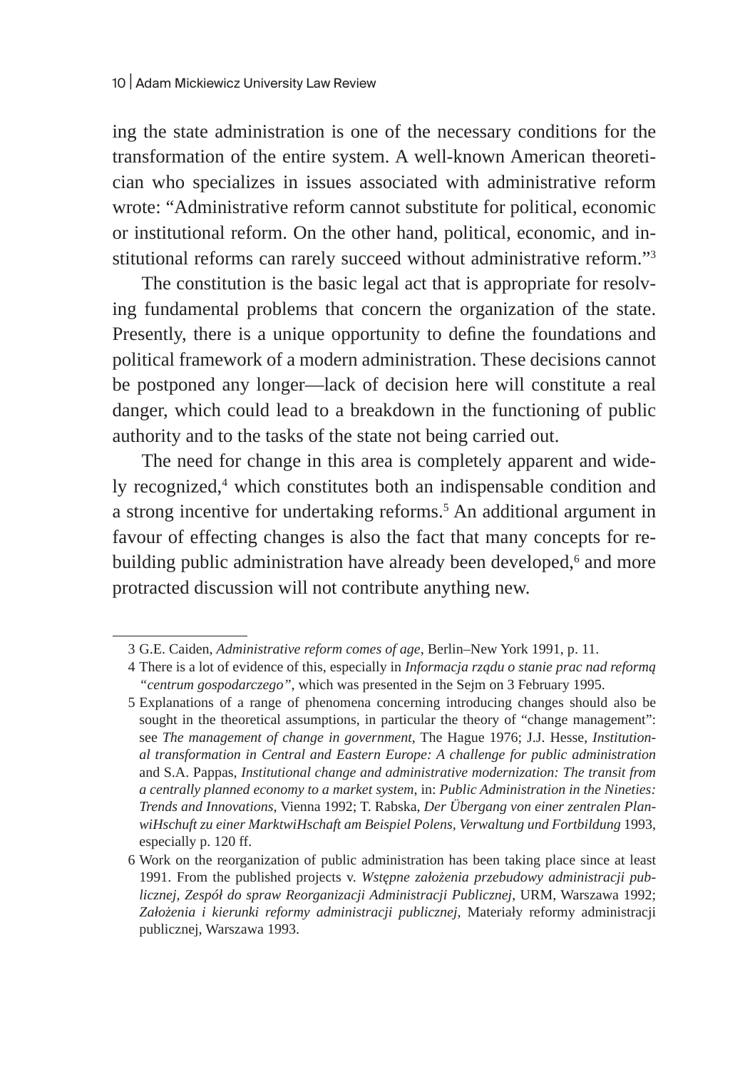ing the state administration is one of the necessary conditions for the transformation of the entire system. A well-known American theoretician who specializes in issues associated with administrative reform wrote: "Administrative reform cannot substitute for political, economic or institutional reform. On the other hand, political, economic, and institutional reforms can rarely succeed without administrative reform."[3]

The constitution is the basic legal act that is appropriate for resolving fundamental problems that concern the organization of the state. Presently, there is a unique opportunity to define the foundations and political framework of a modern administration. These decisions cannot be postponed any longer—lack of decision here will constitute a real danger, which could lead to a breakdown in the functioning of public authority and to the tasks of the state not being carried out.

The need for change in this area is completely apparent and widely recognized,[4] which constitutes both an indispensable condition and a strong incentive for undertaking reforms.[5] An additional argument in favour of effecting changes is also the fact that many concepts for rebuilding public administration have already been developed,[6] and more protracted discussion will not contribute anything new.

---

3 G.E. Caiden, *Administrative reform comes of age*, Berlin–New York 1991, p. 11.

4 There is a lot of evidence of this, especially in *Informacja rządu o stanie prac nad reformą "centrum gospodarczego"*, which was presented in the Sejm on 3 February 1995.

5 Explanations of a range of phenomena concerning introducing changes should also be sought in the theoretical assumptions, in particular the theory of "change management": see *The management of change in government*, The Hague 1976; J.J. Hesse, *Institutional transformation in Central and Eastern Europe: A challenge for public administration* and S.A. Pappas, *Institutional change and administrative modernization: The transit from a centrally planned economy to a market system*, in: *Public Administration in the Nineties: Trends and Innovations*, Vienna 1992; T. Rabska, *Der Übergang von einer zentralen PlanwiHschuft zu einer MarktwiHschaft am Beispiel Polens, Verwaltung und Fortbildung* 1993, especially p. 120 ff.

6 Work on the reorganization of public administration has been taking place since at least 1991. From the published projects v. *Wstępne założenia przebudowy administracji publicznej, Zespół do spraw Reorganizacji Administracji Publicznej*, URM, Warszawa 1992; *Założenia i kierunki reformy administracji publicznej*, Materiały reformy administracji publicznej, Warszawa 1993.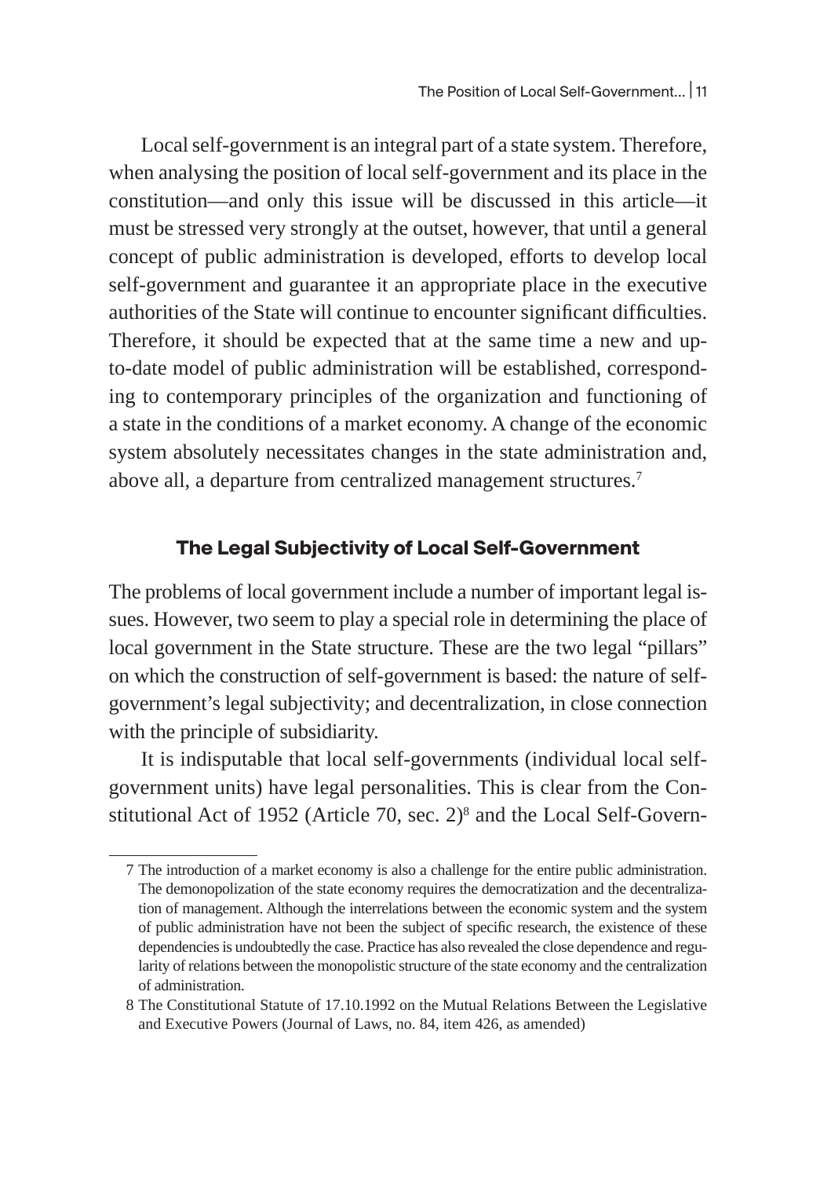Local self-government is an integral part of a state system. Therefore, when analysing the position of local self-government and its place in the constitution—and only this issue will be discussed in this article—it must be stressed very strongly at the outset, however, that until a general concept of public administration is developed, efforts to develop local self-government and guarantee it an appropriate place in the executive authorities of the State will continue to encounter significant difficulties. Therefore, it should be expected that at the same time a new and up-to-date model of public administration will be established, corresponding to contemporary principles of the organization and functioning of a state in the conditions of a market economy. A change of the economic system absolutely necessitates changes in the state administration and, above all, a departure from centralized management structures.[7]

## The Legal Subjectivity of Local Self-Government

The problems of local government include a number of important legal issues. However, two seem to play a special role in determining the place of local government in the State structure. These are the two legal "pillars" on which the construction of self-government is based: the nature of self-government's legal subjectivity; and decentralization, in close connection with the principle of subsidiarity.

It is indisputable that local self-governments (individual local self-government units) have legal personalities. This is clear from the Constitutional Act of 1952 (Article 70, sec. 2)[8] and the Local Self-Govern-

7 The introduction of a market economy is also a challenge for the entire public administration. The demonopolization of the state economy requires the democratization and the decentralization of management. Although the interrelations between the economic system and the system of public administration have not been the subject of specific research, the existence of these dependencies is undoubtedly the case. Practice has also revealed the close dependence and regularity of relations between the monopolistic structure of the state economy and the centralization of administration.

8 The Constitutional Statute of 17.10.1992 on the Mutual Relations Between the Legislative and Executive Powers (Journal of Laws, no. 84, item 426, as amended)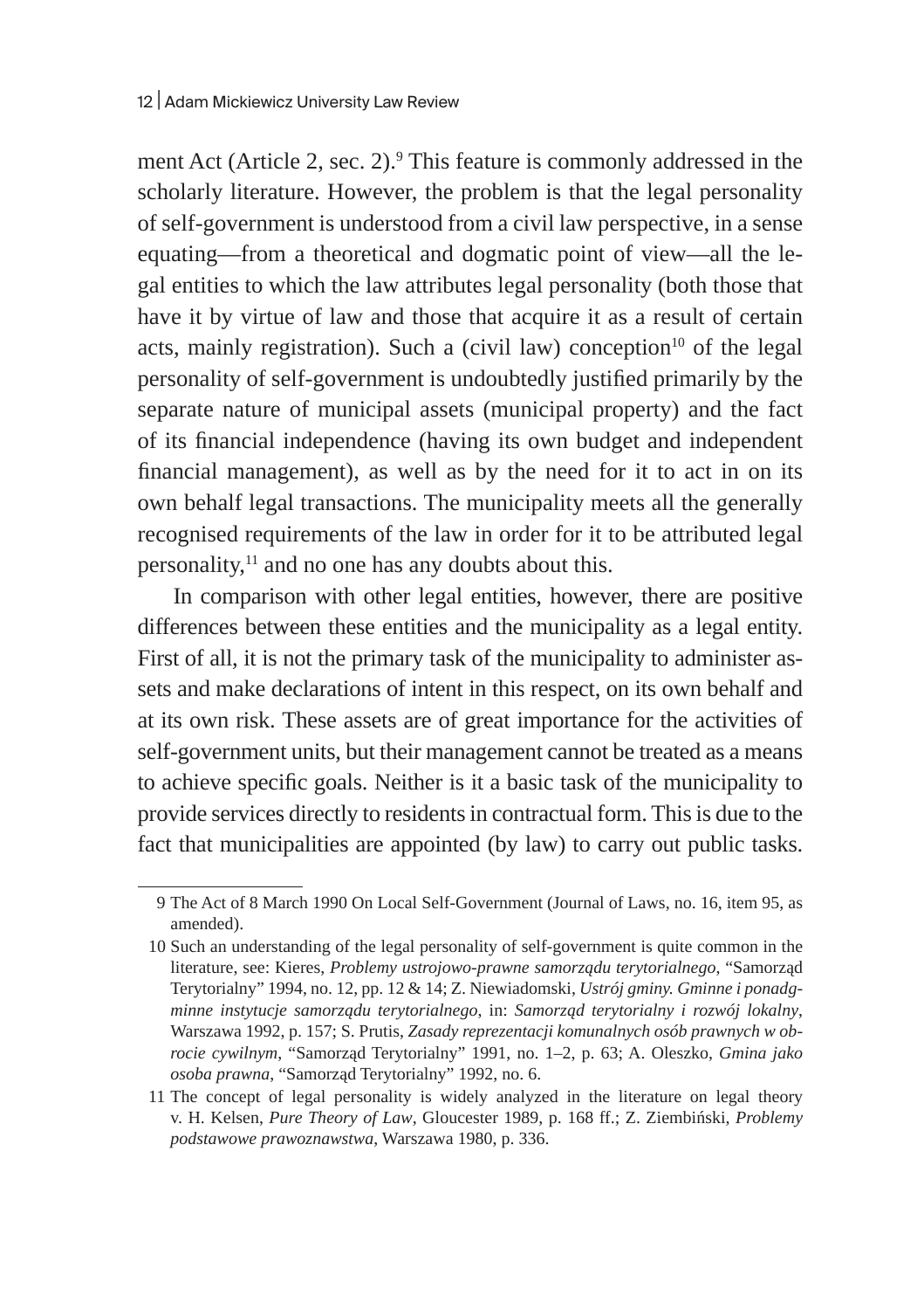ment Act (Article 2, sec. 2).[9] This feature is commonly addressed in the scholarly literature. However, the problem is that the legal personality of self-government is understood from a civil law perspective, in a sense equating—from a theoretical and dogmatic point of view—all the legal entities to which the law attributes legal personality (both those that have it by virtue of law and those that acquire it as a result of certain acts, mainly registration). Such a (civil law) conception[10] of the legal personality of self-government is undoubtedly justified primarily by the separate nature of municipal assets (municipal property) and the fact of its financial independence (having its own budget and independent financial management), as well as by the need for it to act in on its own behalf legal transactions. The municipality meets all the generally recognised requirements of the law in order for it to be attributed legal personality,[11] and no one has any doubts about this.

In comparison with other legal entities, however, there are positive differences between these entities and the municipality as a legal entity. First of all, it is not the primary task of the municipality to administer assets and make declarations of intent in this respect, on its own behalf and at its own risk. These assets are of great importance for the activities of self-government units, but their management cannot be treated as a means to achieve specific goals. Neither is it a basic task of the municipality to provide services directly to residents in contractual form. This is due to the fact that municipalities are appointed (by law) to carry out public tasks.

---

9 The Act of 8 March 1990 On Local Self-Government (Journal of Laws, no. 16, item 95, as amended).

10 Such an understanding of the legal personality of self-government is quite common in the literature, see: Kieres, *Problemy ustrojowo-prawne samorządu terytorialnego*, "Samorząd Terytorialny" 1994, no. 12, pp. 12 & 14; Z. Niewiadomski, *Ustrój gminy. Gminne i ponadgminne instytucje samorządu terytorialnego*, in: *Samorząd terytorialny i rozwój lokalny*, Warszawa 1992, p. 157; S. Prutis, *Zasady reprezentacji komunalnych osób prawnych w obrocie cywilnym*, "Samorząd Terytorialny" 1991, no. 1–2, p. 63; A. Oleszko, *Gmina jako osoba prawna*, "Samorząd Terytorialny" 1992, no. 6.

11 The concept of legal personality is widely analyzed in the literature on legal theory v. H. Kelsen, *Pure Theory of Law*, Gloucester 1989, p. 168 ff.; Z. Ziembiński, *Problemy podstawowe prawoznawstwa*, Warszawa 1980, p. 336.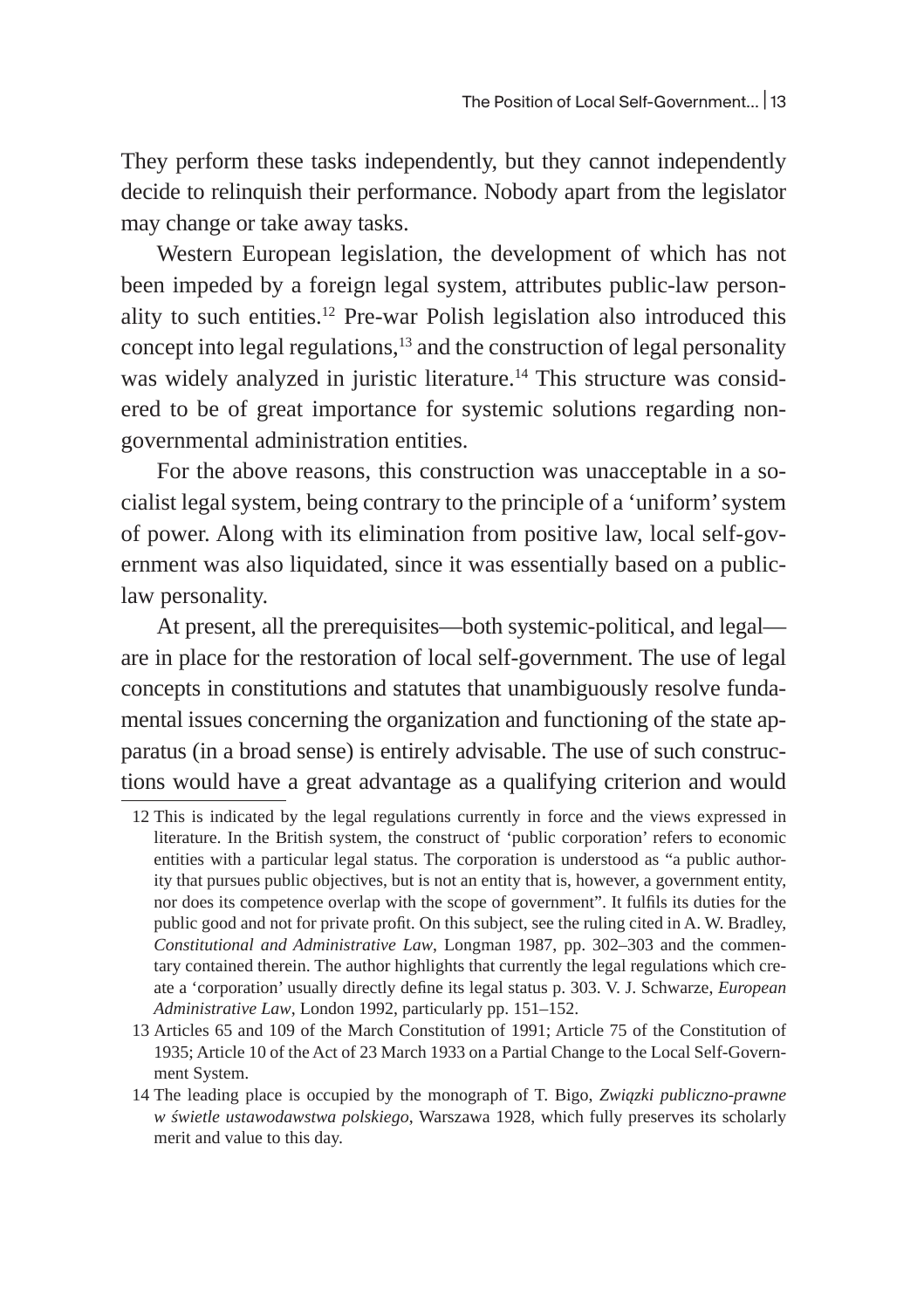They perform these tasks independently, but they cannot independently decide to relinquish their performance. Nobody apart from the legislator may change or take away tasks.

Western European legislation, the development of which has not been impeded by a foreign legal system, attributes public-law personality to such entities.[12] Pre-war Polish legislation also introduced this concept into legal regulations,[13] and the construction of legal personality was widely analyzed in juristic literature.[14] This structure was considered to be of great importance for systemic solutions regarding non-governmental administration entities.

For the above reasons, this construction was unacceptable in a socialist legal system, being contrary to the principle of a 'uniform' system of power. Along with its elimination from positive law, local self-government was also liquidated, since it was essentially based on a public-law personality.

At present, all the prerequisites—both systemic-political, and legal—are in place for the restoration of local self-government. The use of legal concepts in constitutions and statutes that unambiguously resolve fundamental issues concerning the organization and functioning of the state apparatus (in a broad sense) is entirely advisable. The use of such constructions would have a great advantage as a qualifying criterion and would

---

12 This is indicated by the legal regulations currently in force and the views expressed in literature. In the British system, the construct of 'public corporation' refers to economic entities with a particular legal status. The corporation is understood as "a public authority that pursues public objectives, but is not an entity that is, however, a government entity, nor does its competence overlap with the scope of government". It fulfils its duties for the public good and not for private profit. On this subject, see the ruling cited in A. W. Bradley, *Constitutional and Administrative Law*, Longman 1987, pp. 302–303 and the commentary contained therein. The author highlights that currently the legal regulations which create a 'corporation' usually directly define its legal status p. 303. V. J. Schwarze, *European Administrative Law*, London 1992, particularly pp. 151–152.

13 Articles 65 and 109 of the March Constitution of 1991; Article 75 of the Constitution of 1935; Article 10 of the Act of 23 March 1933 on a Partial Change to the Local Self-Government System.

14 The leading place is occupied by the monograph of T. Bigo, *Związki publiczno-prawne w świetle ustawodawstwa polskiego*, Warszawa 1928, which fully preserves its scholarly merit and value to this day.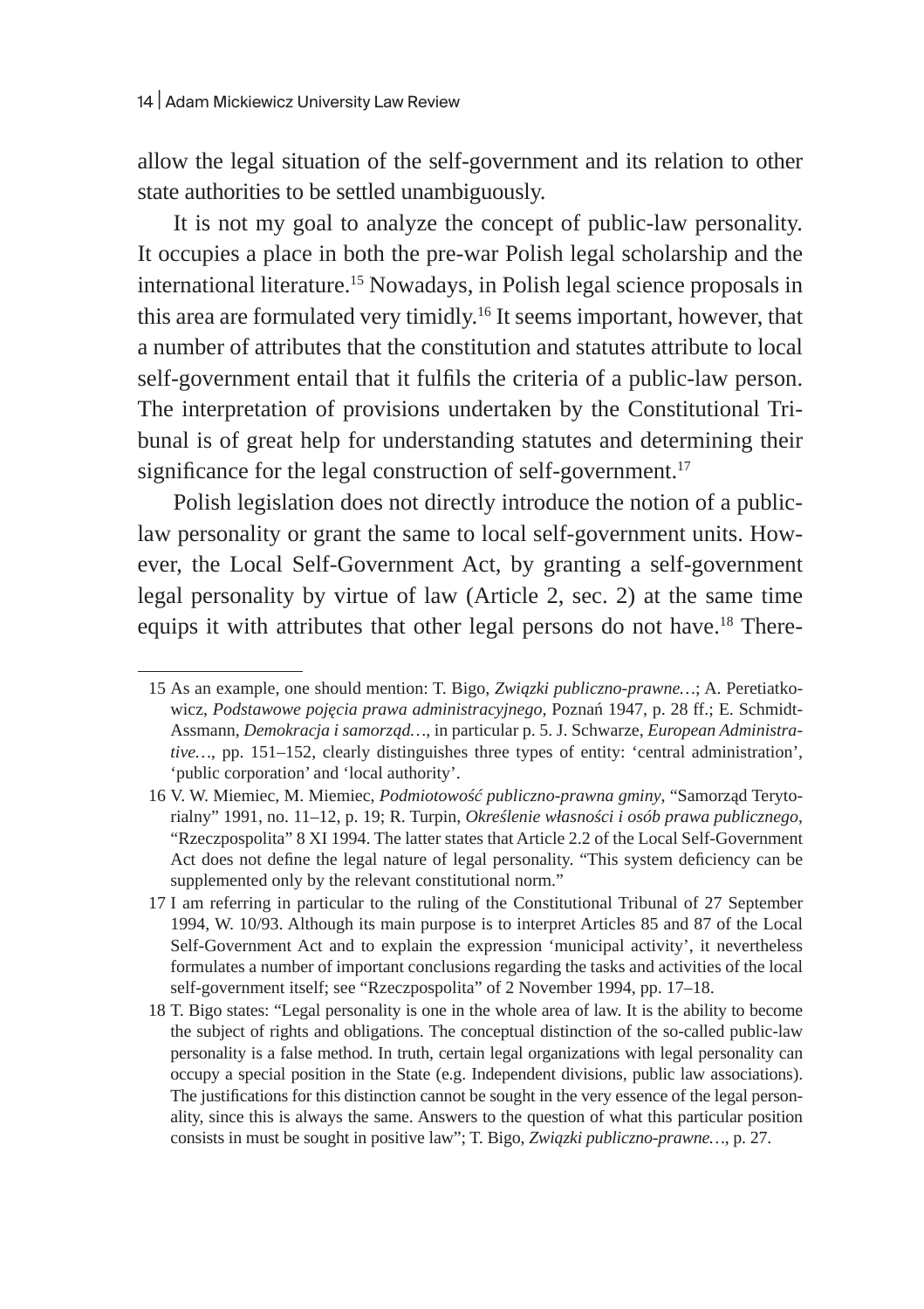allow the legal situation of the self-government and its relation to other state authorities to be settled unambiguously.

It is not my goal to analyze the concept of public-law personality. It occupies a place in both the pre-war Polish legal scholarship and the international literature.[15] Nowadays, in Polish legal science proposals in this area are formulated very timidly.[16] It seems important, however, that a number of attributes that the constitution and statutes attribute to local self-government entail that it fulfils the criteria of a public-law person. The interpretation of provisions undertaken by the Constitutional Tribunal is of great help for understanding statutes and determining their significance for the legal construction of self-government.[17]

Polish legislation does not directly introduce the notion of a public-law personality or grant the same to local self-government units. However, the Local Self-Government Act, by granting a self-government legal personality by virtue of law (Article 2, sec. 2) at the same time equips it with attributes that other legal persons do not have.[18] There-

---

15 As an example, one should mention: T. Bigo, *Związki publiczno-prawne…*; A. Peretiatkowicz, *Podstawowe pojęcia prawa administracyjnego*, Poznań 1947, p. 28 ff.; E. Schmidt-Assmann, *Demokracja i samorząd…*, in particular p. 5. J. Schwarze, *European Administrative…*, pp. 151–152, clearly distinguishes three types of entity: 'central administration', 'public corporation' and 'local authority'.

16 V. W. Miemiec, M. Miemiec, *Podmiotowość publiczno-prawna gminy*, "Samorząd Terytorialny" 1991, no. 11–12, p. 19; R. Turpin, *Określenie własności i osób prawa publicznego*, "Rzeczpospolita" 8 XI 1994. The latter states that Article 2.2 of the Local Self-Government Act does not define the legal nature of legal personality. "This system deficiency can be supplemented only by the relevant constitutional norm."

17 I am referring in particular to the ruling of the Constitutional Tribunal of 27 September 1994, W. 10/93. Although its main purpose is to interpret Articles 85 and 87 of the Local Self-Government Act and to explain the expression 'municipal activity', it nevertheless formulates a number of important conclusions regarding the tasks and activities of the local self-government itself; see "Rzeczpospolita" of 2 November 1994, pp. 17–18.

18 T. Bigo states: "Legal personality is one in the whole area of law. It is the ability to become the subject of rights and obligations. The conceptual distinction of the so-called public-law personality is a false method. In truth, certain legal organizations with legal personality can occupy a special position in the State (e.g. Independent divisions, public law associations). The justifications for this distinction cannot be sought in the very essence of the legal personality, since this is always the same. Answers to the question of what this particular position consists in must be sought in positive law"; T. Bigo, *Związki publiczno-prawne…*, p. 27.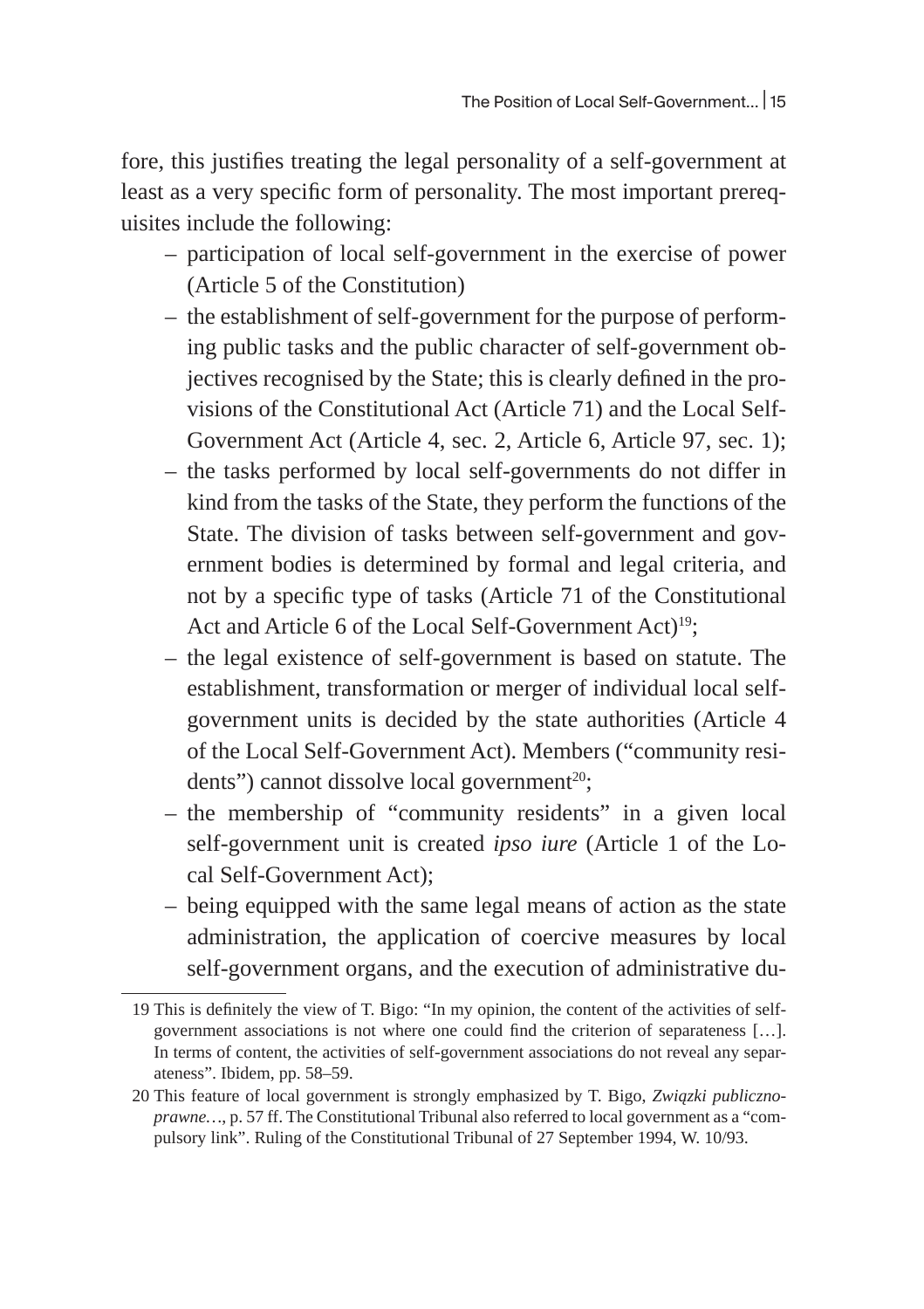fore, this justifies treating the legal personality of a self-government at least as a very specific form of personality. The most important prerequisites include the following:

- participation of local self-government in the exercise of power (Article 5 of the Constitution)
- the establishment of self-government for the purpose of performing public tasks and the public character of self-government objectives recognised by the State; this is clearly defined in the provisions of the Constitutional Act (Article 71) and the Local Self-Government Act (Article 4, sec. 2, Article 6, Article 97, sec. 1);
- the tasks performed by local self-governments do not differ in kind from the tasks of the State, they perform the functions of the State. The division of tasks between self-government and government bodies is determined by formal and legal criteria, and not by a specific type of tasks (Article 71 of the Constitutional Act and Article 6 of the Local Self-Government Act)[19];
- the legal existence of self-government is based on statute. The establishment, transformation or merger of individual local self-government units is decided by the state authorities (Article 4 of the Local Self-Government Act). Members ("community residents") cannot dissolve local government[20];
- the membership of "community residents" in a given local self-government unit is created *ipso iure* (Article 1 of the Local Self-Government Act);
- being equipped with the same legal means of action as the state administration, the application of coercive measures by local self-government organs, and the execution of administrative du-

19 This is definitely the view of T. Bigo: "In my opinion, the content of the activities of self-government associations is not where one could find the criterion of separateness […]. In terms of content, the activities of self-government associations do not reveal any separateness". Ibidem, pp. 58–59.

20 This feature of local government is strongly emphasized by T. Bigo, *Związki publiczno-prawne…*, p. 57 ff. The Constitutional Tribunal also referred to local government as a "compulsory link". Ruling of the Constitutional Tribunal of 27 September 1994, W. 10/93.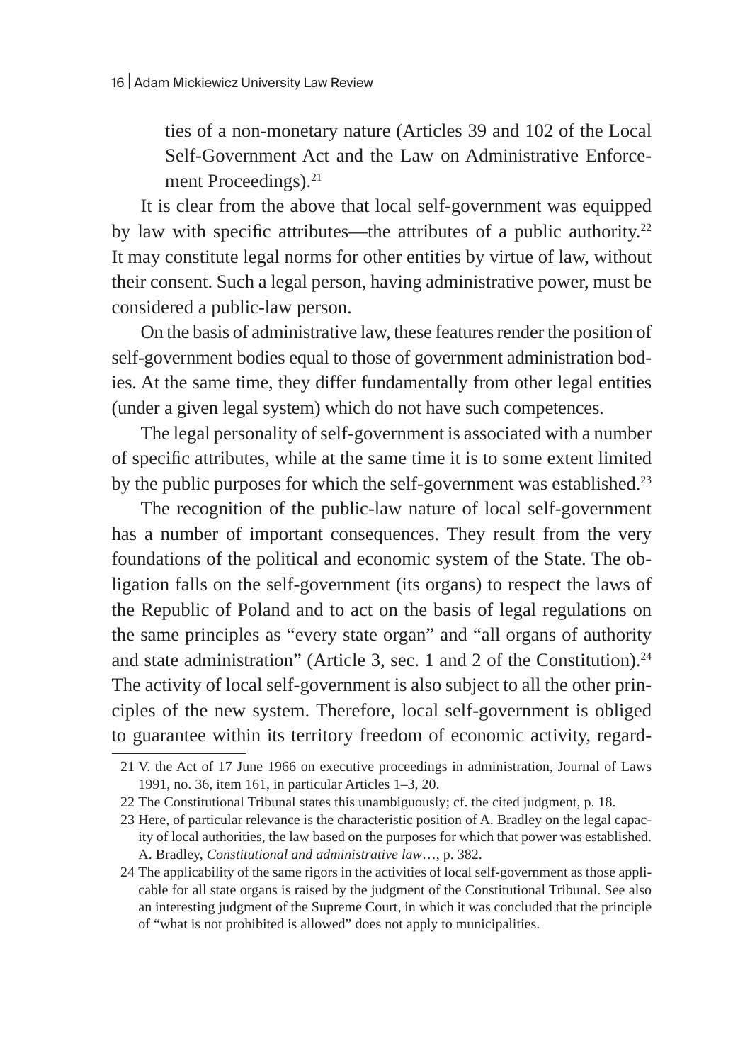ties of a non-monetary nature (Articles 39 and 102 of the Local Self-Government Act and the Law on Administrative Enforcement Proceedings).[21]

It is clear from the above that local self-government was equipped by law with specific attributes—the attributes of a public authority.[22] It may constitute legal norms for other entities by virtue of law, without their consent. Such a legal person, having administrative power, must be considered a public-law person.

On the basis of administrative law, these features render the position of self-government bodies equal to those of government administration bodies. At the same time, they differ fundamentally from other legal entities (under a given legal system) which do not have such competences.

The legal personality of self-government is associated with a number of specific attributes, while at the same time it is to some extent limited by the public purposes for which the self-government was established.[23]

The recognition of the public-law nature of local self-government has a number of important consequences. They result from the very foundations of the political and economic system of the State. The obligation falls on the self-government (its organs) to respect the laws of the Republic of Poland and to act on the basis of legal regulations on the same principles as "every state organ" and "all organs of authority and state administration" (Article 3, sec. 1 and 2 of the Constitution).[24] The activity of local self-government is also subject to all the other principles of the new system. Therefore, local self-government is obliged to guarantee within its territory freedom of economic activity, regard-

---

21 V. the Act of 17 June 1966 on executive proceedings in administration, Journal of Laws 1991, no. 36, item 161, in particular Articles 1–3, 20.

22 The Constitutional Tribunal states this unambiguously; cf. the cited judgment, p. 18.

23 Here, of particular relevance is the characteristic position of A. Bradley on the legal capacity of local authorities, the law based on the purposes for which that power was established. A. Bradley, *Constitutional and administrative law*…, p. 382.

24 The applicability of the same rigors in the activities of local self-government as those applicable for all state organs is raised by the judgment of the Constitutional Tribunal. See also an interesting judgment of the Supreme Court, in which it was concluded that the principle of "what is not prohibited is allowed" does not apply to municipalities.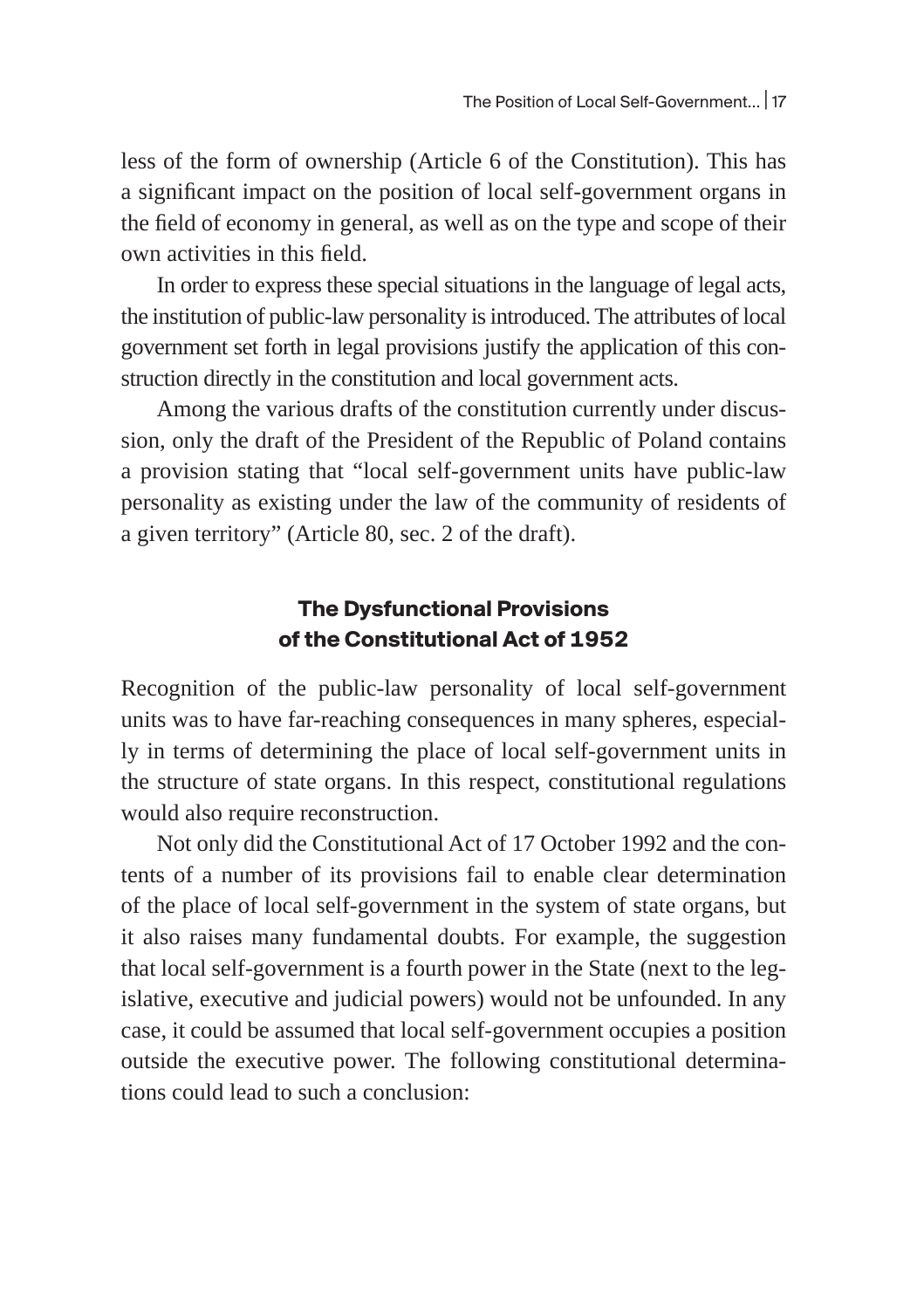less of the form of ownership (Article 6 of the Constitution). This has a significant impact on the position of local self-government organs in the field of economy in general, as well as on the type and scope of their own activities in this field.

In order to express these special situations in the language of legal acts, the institution of public-law personality is introduced. The attributes of local government set forth in legal provisions justify the application of this construction directly in the constitution and local government acts.

Among the various drafts of the constitution currently under discussion, only the draft of the President of the Republic of Poland contains a provision stating that "local self-government units have public-law personality as existing under the law of the community of residents of a given territory" (Article 80, sec. 2 of the draft).

## The Dysfunctional Provisions of the Constitutional Act of 1952

Recognition of the public-law personality of local self-government units was to have far-reaching consequences in many spheres, especially in terms of determining the place of local self-government units in the structure of state organs. In this respect, constitutional regulations would also require reconstruction.

Not only did the Constitutional Act of 17 October 1992 and the contents of a number of its provisions fail to enable clear determination of the place of local self-government in the system of state organs, but it also raises many fundamental doubts. For example, the suggestion that local self-government is a fourth power in the State (next to the legislative, executive and judicial powers) would not be unfounded. In any case, it could be assumed that local self-government occupies a position outside the executive power. The following constitutional determinations could lead to such a conclusion: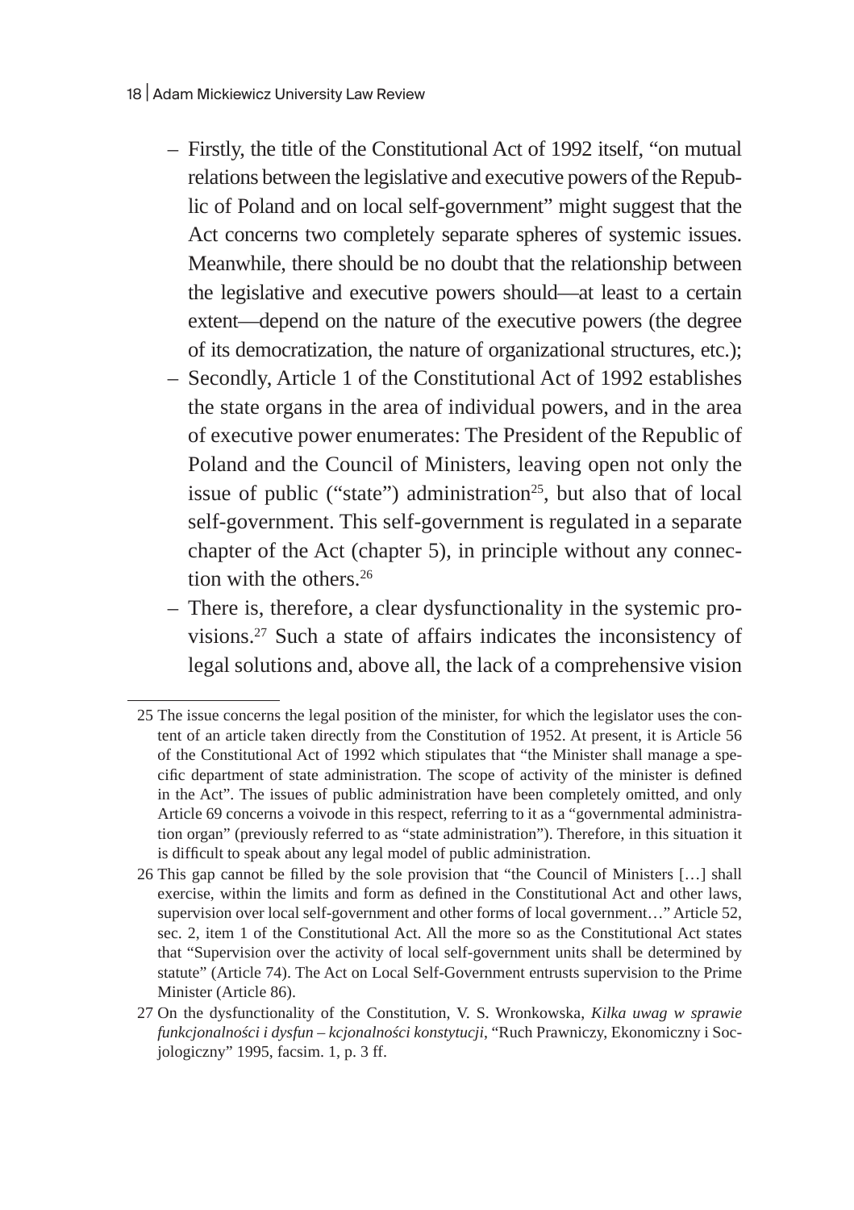- Firstly, the title of the Constitutional Act of 1992 itself, "on mutual relations between the legislative and executive powers of the Republic of Poland and on local self-government" might suggest that the Act concerns two completely separate spheres of systemic issues. Meanwhile, there should be no doubt that the relationship between the legislative and executive powers should—at least to a certain extent—depend on the nature of the executive powers (the degree of its democratization, the nature of organizational structures, etc.);
- Secondly, Article 1 of the Constitutional Act of 1992 establishes the state organs in the area of individual powers, and in the area of executive power enumerates: The President of the Republic of Poland and the Council of Ministers, leaving open not only the issue of public ("state") administration[25], but also that of local self-government. This self-government is regulated in a separate chapter of the Act (chapter 5), in principle without any connection with the others.[26]
- There is, therefore, a clear dysfunctionality in the systemic provisions.[27] Such a state of affairs indicates the inconsistency of legal solutions and, above all, the lack of a comprehensive vision

---

25 The issue concerns the legal position of the minister, for which the legislator uses the content of an article taken directly from the Constitution of 1952. At present, it is Article 56 of the Constitutional Act of 1992 which stipulates that "the Minister shall manage a specific department of state administration. The scope of activity of the minister is defined in the Act". The issues of public administration have been completely omitted, and only Article 69 concerns a voivode in this respect, referring to it as a "governmental administration organ" (previously referred to as "state administration"). Therefore, in this situation it is difficult to speak about any legal model of public administration.

26 This gap cannot be filled by the sole provision that "the Council of Ministers […] shall exercise, within the limits and form as defined in the Constitutional Act and other laws, supervision over local self-government and other forms of local government…" Article 52, sec. 2, item 1 of the Constitutional Act. All the more so as the Constitutional Act states that "Supervision over the activity of local self-government units shall be determined by statute" (Article 74). The Act on Local Self-Government entrusts supervision to the Prime Minister (Article 86).

27 On the dysfunctionality of the Constitution, V. S. Wronkowska, *Kilka uwag w sprawie funkcjonalności i dysfun – kcjonalności konstytucji*, "Ruch Prawniczy, Ekonomiczny i Socjologiczny" 1995, facsim. 1, p. 3 ff.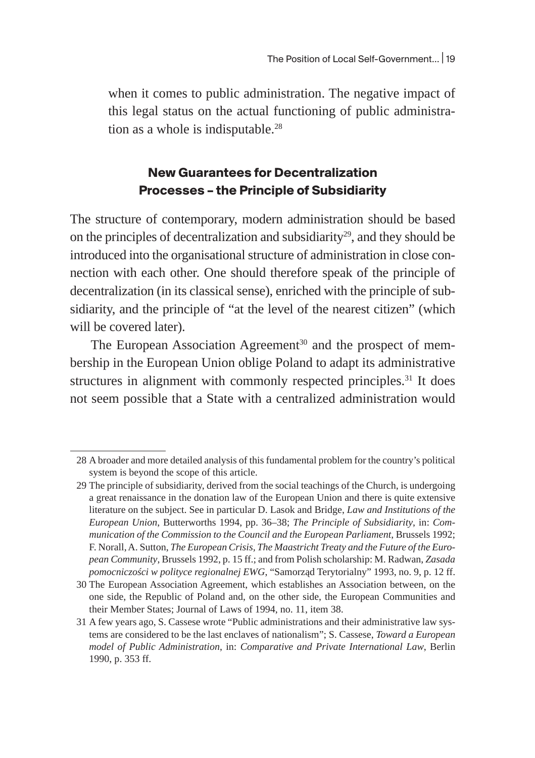when it comes to public administration. The negative impact of this legal status on the actual functioning of public administration as a whole is indisputable.[28]

## New Guarantees for Decentralization Processes – the Principle of Subsidiarity

The structure of contemporary, modern administration should be based on the principles of decentralization and subsidiarity[29], and they should be introduced into the organisational structure of administration in close connection with each other. One should therefore speak of the principle of decentralization (in its classical sense), enriched with the principle of subsidiarity, and the principle of "at the level of the nearest citizen" (which will be covered later).

The European Association Agreement[30] and the prospect of membership in the European Union oblige Poland to adapt its administrative structures in alignment with commonly respected principles.[31] It does not seem possible that a State with a centralized administration would

---

28 A broader and more detailed analysis of this fundamental problem for the country's political system is beyond the scope of this article.

29 The principle of subsidiarity, derived from the social teachings of the Church, is undergoing a great renaissance in the donation law of the European Union and there is quite extensive literature on the subject. See in particular D. Lasok and Bridge, *Law and Institutions of the European Union*, Butterworths 1994, pp. 36–38; *The Principle of Subsidiarity*, in: *Communication of the Commission to the Council and the European Parliament*, Brussels 1992; F. Norall, A. Sutton, *The European Crisis, The Maastricht Treaty and the Future of the European Community*, Brussels 1992, p. 15 ff.; and from Polish scholarship: M. Radwan, *Zasada pomocniczości w polityce regionalnej EWG*, "Samorząd Terytorialny" 1993, no. 9, p. 12 ff.

30 The European Association Agreement, which establishes an Association between, on the one side, the Republic of Poland and, on the other side, the European Communities and their Member States; Journal of Laws of 1994, no. 11, item 38.

31 A few years ago, S. Cassese wrote "Public administrations and their administrative law systems are considered to be the last enclaves of nationalism"; S. Cassese, *Toward a European model of Public Administration*, in: *Comparative and Private International Law*, Berlin 1990, p. 353 ff.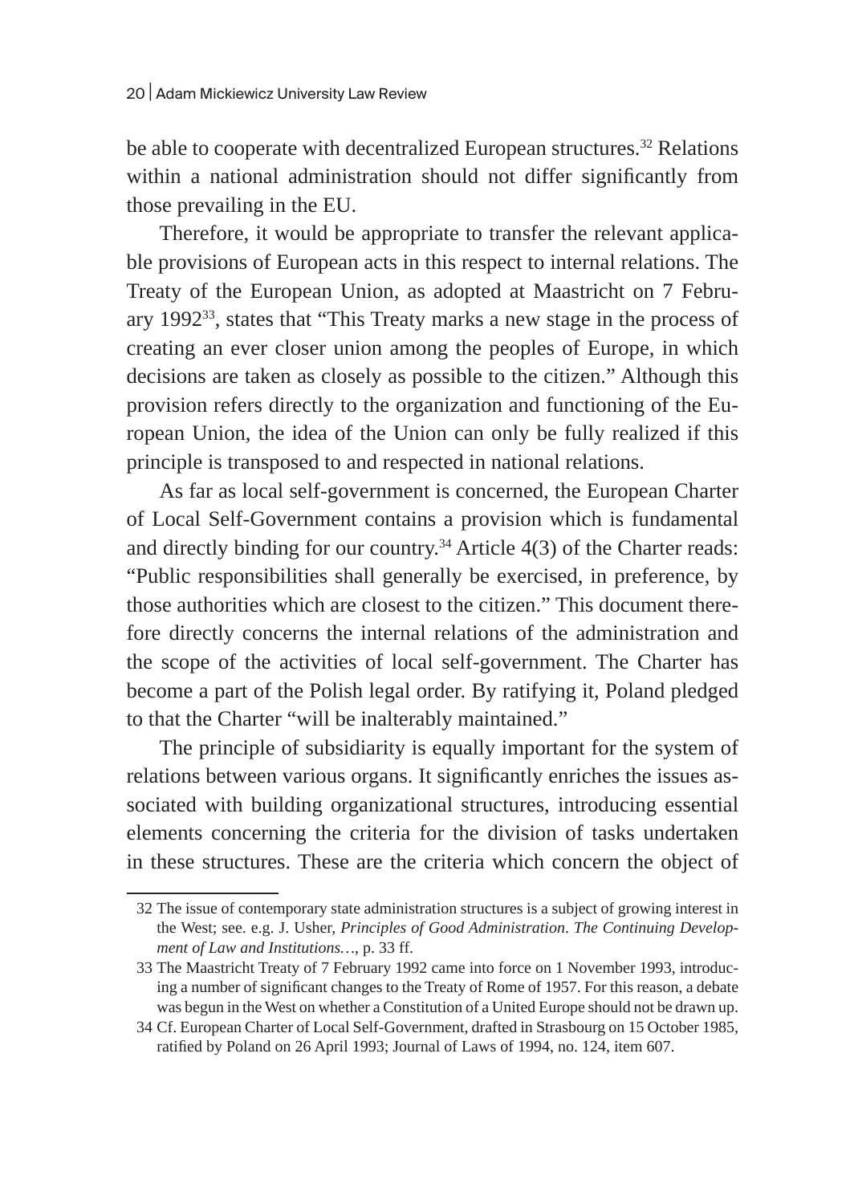be able to cooperate with decentralized European structures.[32] Relations within a national administration should not differ significantly from those prevailing in the EU.

Therefore, it would be appropriate to transfer the relevant applicable provisions of European acts in this respect to internal relations. The Treaty of the European Union, as adopted at Maastricht on 7 February 1992[33], states that "This Treaty marks a new stage in the process of creating an ever closer union among the peoples of Europe, in which decisions are taken as closely as possible to the citizen." Although this provision refers directly to the organization and functioning of the European Union, the idea of the Union can only be fully realized if this principle is transposed to and respected in national relations.

As far as local self-government is concerned, the European Charter of Local Self-Government contains a provision which is fundamental and directly binding for our country.[34] Article 4(3) of the Charter reads: "Public responsibilities shall generally be exercised, in preference, by those authorities which are closest to the citizen." This document therefore directly concerns the internal relations of the administration and the scope of the activities of local self-government. The Charter has become a part of the Polish legal order. By ratifying it, Poland pledged to that the Charter "will be inalterably maintained."

The principle of subsidiarity is equally important for the system of relations between various organs. It significantly enriches the issues associated with building organizational structures, introducing essential elements concerning the criteria for the division of tasks undertaken in these structures. These are the criteria which concern the object of

---

32 The issue of contemporary state administration structures is a subject of growing interest in the West; see. e.g. J. Usher, *Principles of Good Administration. The Continuing Development of Law and Institutions…*, p. 33 ff.

33 The Maastricht Treaty of 7 February 1992 came into force on 1 November 1993, introducing a number of significant changes to the Treaty of Rome of 1957. For this reason, a debate was begun in the West on whether a Constitution of a United Europe should not be drawn up.

34 Cf. European Charter of Local Self-Government, drafted in Strasbourg on 15 October 1985, ratified by Poland on 26 April 1993; Journal of Laws of 1994, no. 124, item 607.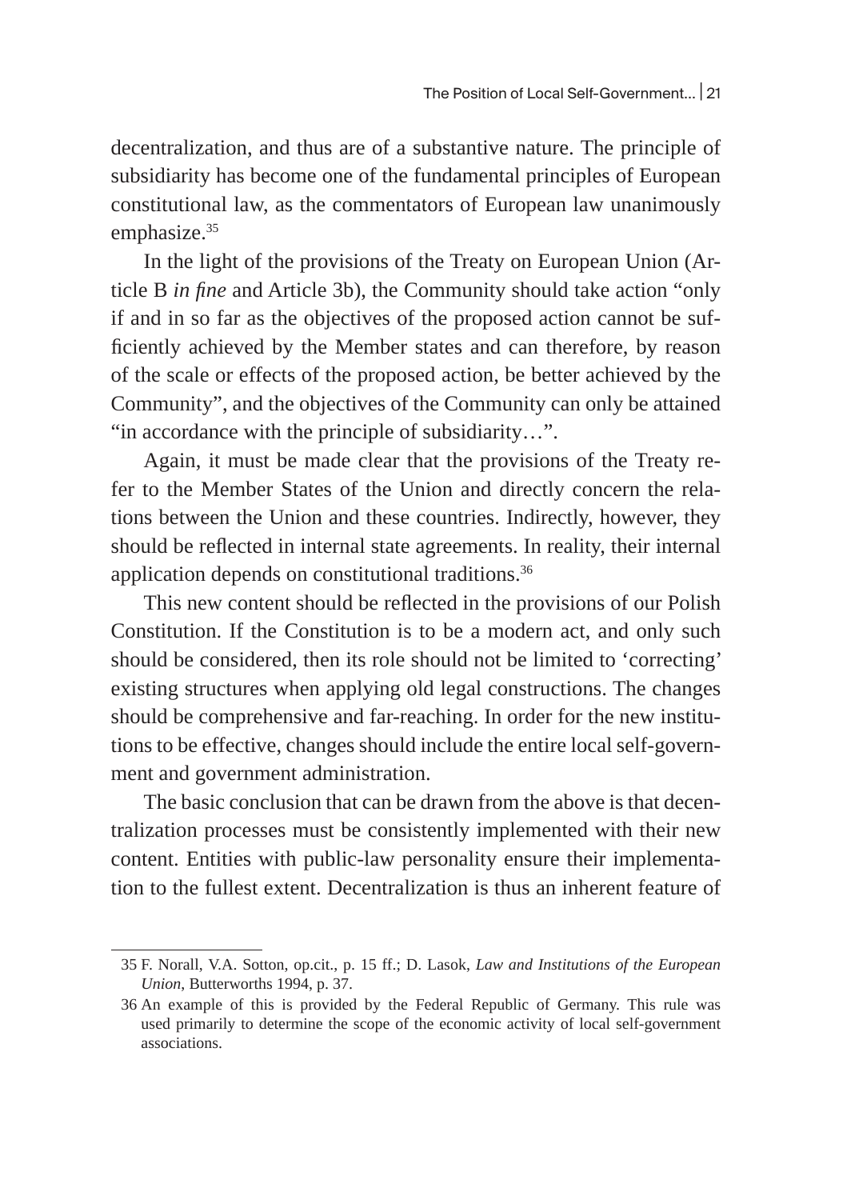decentralization, and thus are of a substantive nature. The principle of subsidiarity has become one of the fundamental principles of European constitutional law, as the commentators of European law unanimously emphasize.[35]

In the light of the provisions of the Treaty on European Union (Article B *in fine* and Article 3b), the Community should take action "only if and in so far as the objectives of the proposed action cannot be sufficiently achieved by the Member states and can therefore, by reason of the scale or effects of the proposed action, be better achieved by the Community", and the objectives of the Community can only be attained "in accordance with the principle of subsidiarity…".

Again, it must be made clear that the provisions of the Treaty refer to the Member States of the Union and directly concern the relations between the Union and these countries. Indirectly, however, they should be reflected in internal state agreements. In reality, their internal application depends on constitutional traditions.[36]

This new content should be reflected in the provisions of our Polish Constitution. If the Constitution is to be a modern act, and only such should be considered, then its role should not be limited to 'correcting' existing structures when applying old legal constructions. The changes should be comprehensive and far-reaching. In order for the new institutions to be effective, changes should include the entire local self-government and government administration.

The basic conclusion that can be drawn from the above is that decentralization processes must be consistently implemented with their new content. Entities with public-law personality ensure their implementation to the fullest extent. Decentralization is thus an inherent feature of

---

35 F. Norall, V.A. Sotton, op.cit., p. 15 ff.; D. Lasok, *Law and Institutions of the European Union*, Butterworths 1994, p. 37.

36 An example of this is provided by the Federal Republic of Germany. This rule was used primarily to determine the scope of the economic activity of local self-government associations.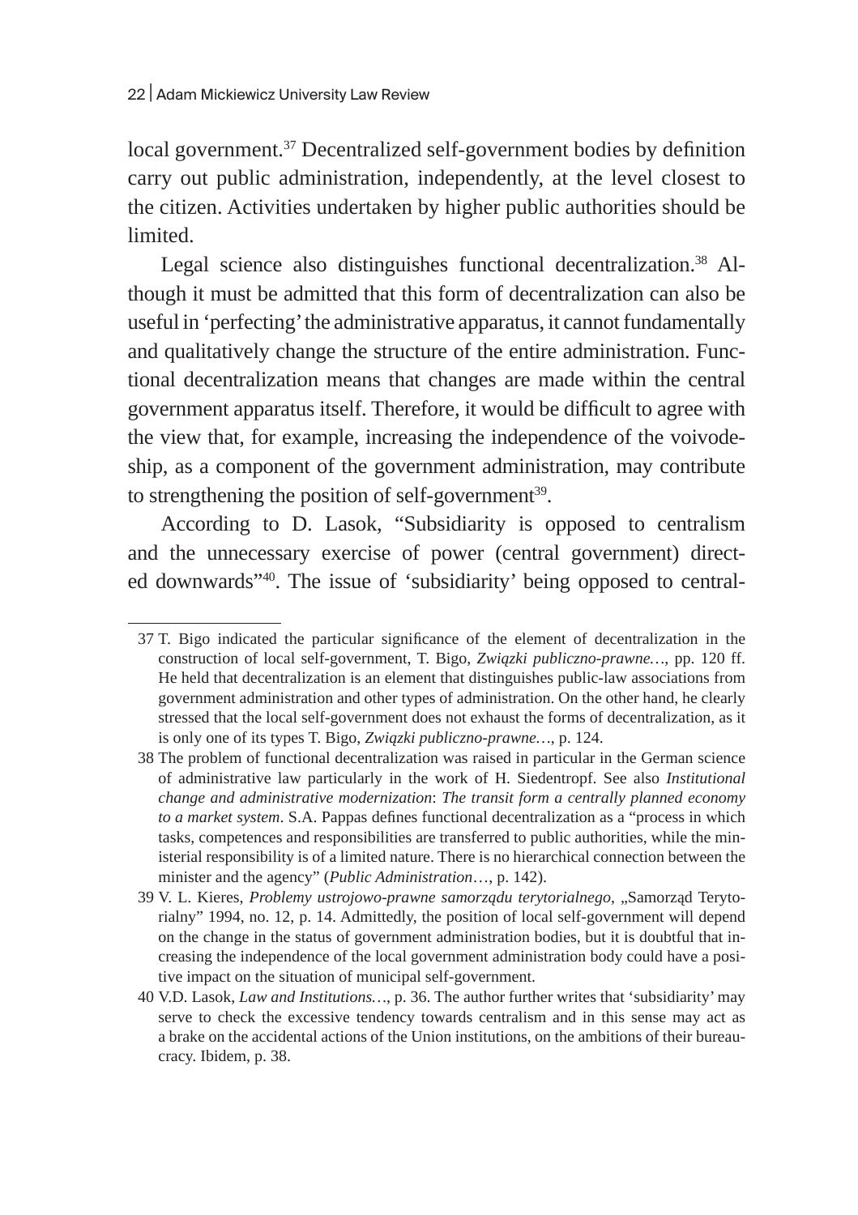local government.[37] Decentralized self-government bodies by definition carry out public administration, independently, at the level closest to the citizen. Activities undertaken by higher public authorities should be limited.

Legal science also distinguishes functional decentralization.[38] Although it must be admitted that this form of decentralization can also be useful in 'perfecting' the administrative apparatus, it cannot fundamentally and qualitatively change the structure of the entire administration. Functional decentralization means that changes are made within the central government apparatus itself. Therefore, it would be difficult to agree with the view that, for example, increasing the independence of the voivodeship, as a component of the government administration, may contribute to strengthening the position of self-government[39].

According to D. Lasok, "Subsidiarity is opposed to centralism and the unnecessary exercise of power (central government) directed downwards"[40]. The issue of 'subsidiarity' being opposed to central-

---

37 T. Bigo indicated the particular significance of the element of decentralization in the construction of local self-government, T. Bigo, *Związki publiczno-prawne…*, pp. 120 ff. He held that decentralization is an element that distinguishes public-law associations from government administration and other types of administration. On the other hand, he clearly stressed that the local self-government does not exhaust the forms of decentralization, as it is only one of its types T. Bigo, *Związki publiczno-prawne…*, p. 124.

38 The problem of functional decentralization was raised in particular in the German science of administrative law particularly in the work of H. Siedentropf. See also *Institutional change and administrative modernization*: *The transit form a centrally planned economy to a market system*. S.A. Pappas defines functional decentralization as a "process in which tasks, competences and responsibilities are transferred to public authorities, while the ministerial responsibility is of a limited nature. There is no hierarchical connection between the minister and the agency" (*Public Administration*…, p. 142).

39 V. L. Kieres, *Problemy ustrojowo-prawne samorządu terytorialnego*, „Samorząd Terytorialny" 1994, no. 12, p. 14. Admittedly, the position of local self-government will depend on the change in the status of government administration bodies, but it is doubtful that increasing the independence of the local government administration body could have a positive impact on the situation of municipal self-government.

40 V.D. Lasok, *Law and Institutions…*, p. 36. The author further writes that 'subsidiarity' may serve to check the excessive tendency towards centralism and in this sense may act as a brake on the accidental actions of the Union institutions, on the ambitions of their bureaucracy. Ibidem, p. 38.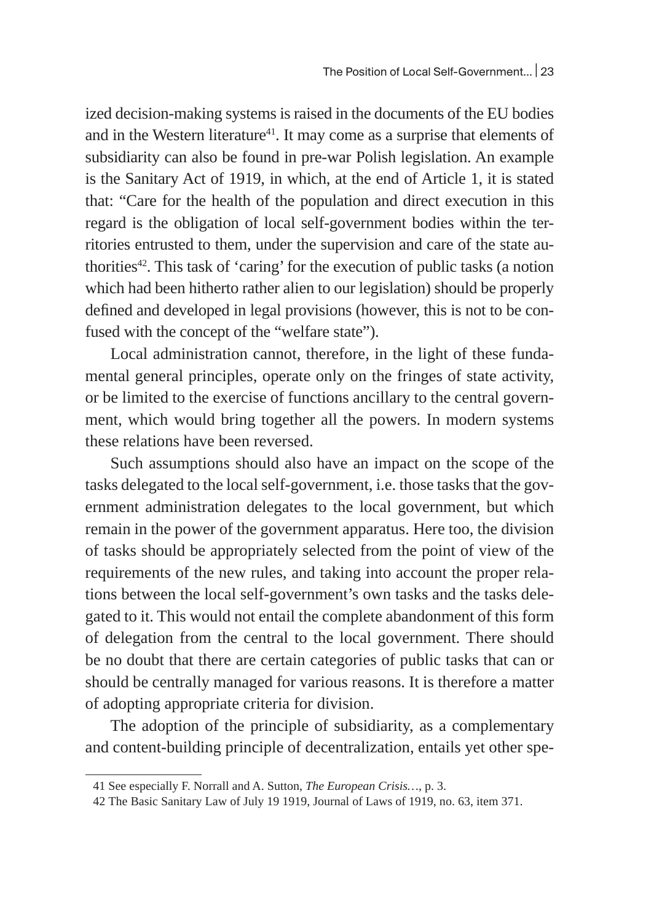ized decision-making systems is raised in the documents of the EU bodies and in the Western literature[41]. It may come as a surprise that elements of subsidiarity can also be found in pre-war Polish legislation. An example is the Sanitary Act of 1919, in which, at the end of Article 1, it is stated that: "Care for the health of the population and direct execution in this regard is the obligation of local self-government bodies within the territories entrusted to them, under the supervision and care of the state authorities[42]. This task of 'caring' for the execution of public tasks (a notion which had been hitherto rather alien to our legislation) should be properly defined and developed in legal provisions (however, this is not to be confused with the concept of the "welfare state").

Local administration cannot, therefore, in the light of these fundamental general principles, operate only on the fringes of state activity, or be limited to the exercise of functions ancillary to the central government, which would bring together all the powers. In modern systems these relations have been reversed.

Such assumptions should also have an impact on the scope of the tasks delegated to the local self-government, i.e. those tasks that the government administration delegates to the local government, but which remain in the power of the government apparatus. Here too, the division of tasks should be appropriately selected from the point of view of the requirements of the new rules, and taking into account the proper relations between the local self-government's own tasks and the tasks delegated to it. This would not entail the complete abandonment of this form of delegation from the central to the local government. There should be no doubt that there are certain categories of public tasks that can or should be centrally managed for various reasons. It is therefore a matter of adopting appropriate criteria for division.

The adoption of the principle of subsidiarity, as a complementary and content-building principle of decentralization, entails yet other spe-

---

41 See especially F. Norrall and A. Sutton, *The European Crisis…*, p. 3.

42 The Basic Sanitary Law of July 19 1919, Journal of Laws of 1919, no. 63, item 371.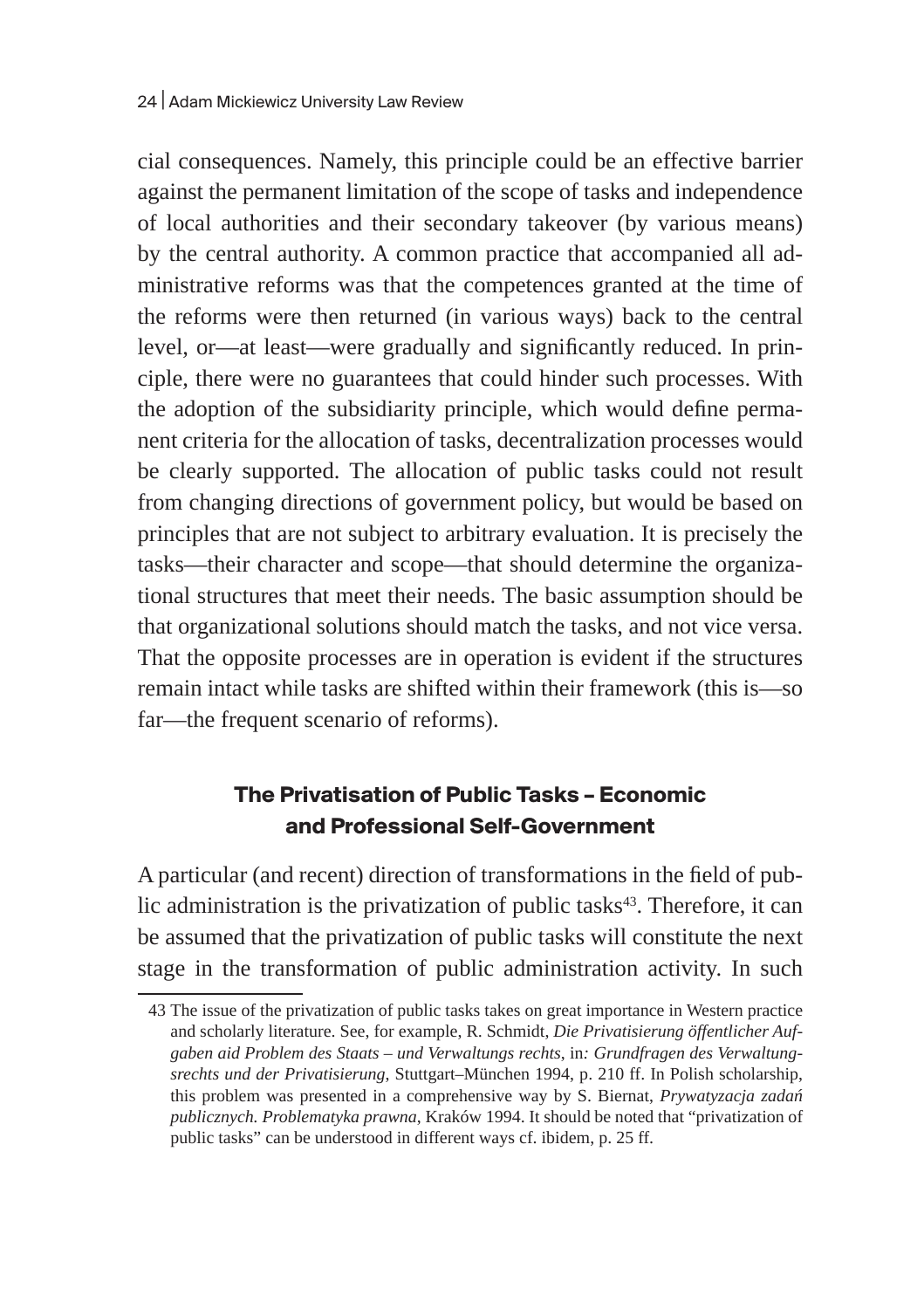cial consequences. Namely, this principle could be an effective barrier against the permanent limitation of the scope of tasks and independence of local authorities and their secondary takeover (by various means) by the central authority. A common practice that accompanied all administrative reforms was that the competences granted at the time of the reforms were then returned (in various ways) back to the central level, or—at least—were gradually and significantly reduced. In principle, there were no guarantees that could hinder such processes. With the adoption of the subsidiarity principle, which would define permanent criteria for the allocation of tasks, decentralization processes would be clearly supported. The allocation of public tasks could not result from changing directions of government policy, but would be based on principles that are not subject to arbitrary evaluation. It is precisely the tasks—their character and scope—that should determine the organizational structures that meet their needs. The basic assumption should be that organizational solutions should match the tasks, and not vice versa. That the opposite processes are in operation is evident if the structures remain intact while tasks are shifted within their framework (this is—so far—the frequent scenario of reforms).

## The Privatisation of Public Tasks – Economic and Professional Self-Government

A particular (and recent) direction of transformations in the field of public administration is the privatization of public tasks[43]. Therefore, it can be assumed that the privatization of public tasks will constitute the next stage in the transformation of public administration activity. In such

43 The issue of the privatization of public tasks takes on great importance in Western practice and scholarly literature. See, for example, R. Schmidt, *Die Privatisierung öffentlicher Aufgaben aid Problem des Staats – und Verwaltungs rechts*, in*: Grundfragen des Verwaltungsrechts und der Privatisierung*, Stuttgart–München 1994, p. 210 ff. In Polish scholarship, this problem was presented in a comprehensive way by S. Biernat, *Prywatyzacja zadań publicznych. Problematyka prawna*, Kraków 1994. It should be noted that "privatization of public tasks" can be understood in different ways cf. ibidem, p. 25 ff.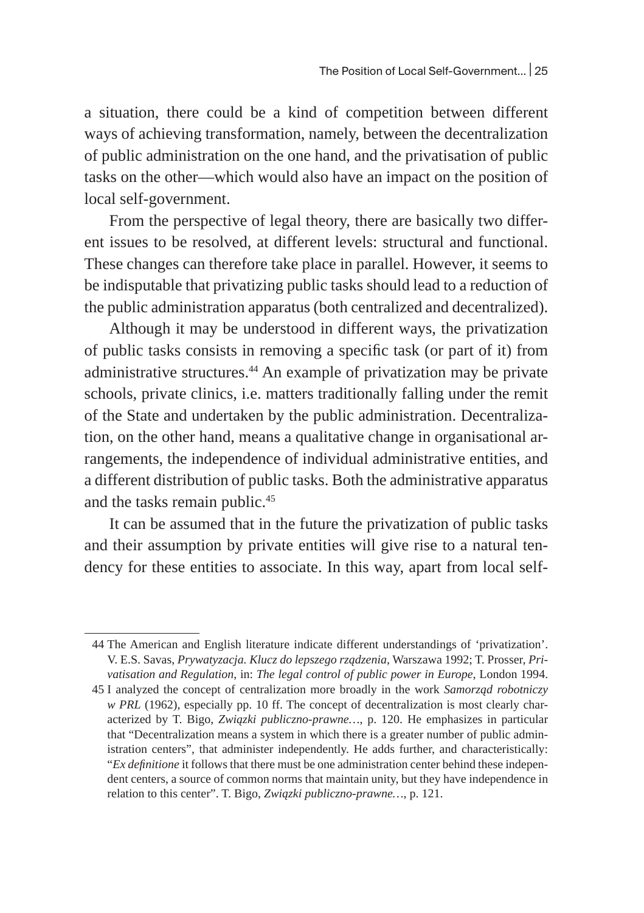a situation, there could be a kind of competition between different ways of achieving transformation, namely, between the decentralization of public administration on the one hand, and the privatisation of public tasks on the other—which would also have an impact on the position of local self-government.

From the perspective of legal theory, there are basically two different issues to be resolved, at different levels: structural and functional. These changes can therefore take place in parallel. However, it seems to be indisputable that privatizing public tasks should lead to a reduction of the public administration apparatus (both centralized and decentralized).

Although it may be understood in different ways, the privatization of public tasks consists in removing a specific task (or part of it) from administrative structures.[44] An example of privatization may be private schools, private clinics, i.e. matters traditionally falling under the remit of the State and undertaken by the public administration. Decentralization, on the other hand, means a qualitative change in organisational arrangements, the independence of individual administrative entities, and a different distribution of public tasks. Both the administrative apparatus and the tasks remain public.[45]

It can be assumed that in the future the privatization of public tasks and their assumption by private entities will give rise to a natural tendency for these entities to associate. In this way, apart from local self-

---

44 The American and English literature indicate different understandings of 'privatization'. V. E.S. Savas, *Prywatyzacja. Klucz do lepszego rządzenia*, Warszawa 1992; T. Prosser, *Privatisation and Regulation*, in: *The legal control of public power in Europe*, London 1994.

45 I analyzed the concept of centralization more broadly in the work *Samorząd robotniczy w PRL* (1962), especially pp. 10 ff. The concept of decentralization is most clearly characterized by T. Bigo, *Związki publiczno-prawne…*, p. 120. He emphasizes in particular that "Decentralization means a system in which there is a greater number of public administration centers", that administer independently. He adds further, and characteristically: "*Ex definitione* it follows that there must be one administration center behind these independent centers, a source of common norms that maintain unity, but they have independence in relation to this center". T. Bigo, *Związki publiczno-prawne…*, p. 121.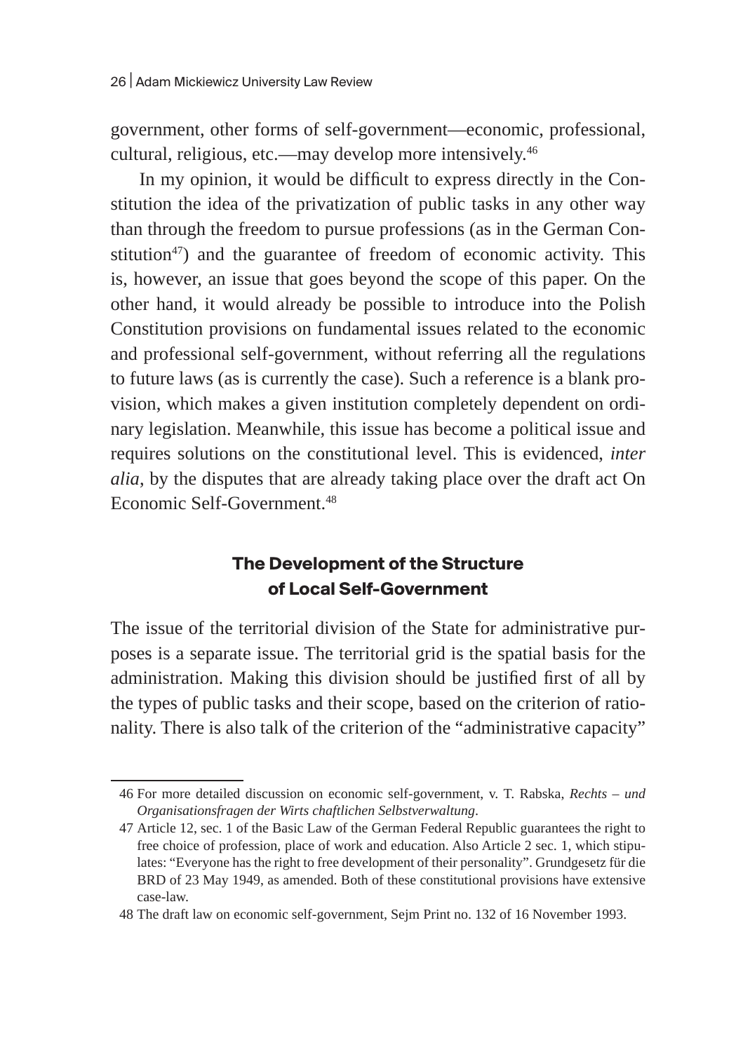government, other forms of self-government—economic, professional, cultural, religious, etc.—may develop more intensively.[46]

In my opinion, it would be difficult to express directly in the Constitution the idea of the privatization of public tasks in any other way than through the freedom to pursue professions (as in the German Constitution[47]) and the guarantee of freedom of economic activity. This is, however, an issue that goes beyond the scope of this paper. On the other hand, it would already be possible to introduce into the Polish Constitution provisions on fundamental issues related to the economic and professional self-government, without referring all the regulations to future laws (as is currently the case). Such a reference is a blank provision, which makes a given institution completely dependent on ordinary legislation. Meanwhile, this issue has become a political issue and requires solutions on the constitutional level. This is evidenced, *inter alia*, by the disputes that are already taking place over the draft act On Economic Self-Government.[48]

## The Development of the Structure of Local Self-Government

The issue of the territorial division of the State for administrative purposes is a separate issue. The territorial grid is the spatial basis for the administration. Making this division should be justified first of all by the types of public tasks and their scope, based on the criterion of rationality. There is also talk of the criterion of the "administrative capacity"

---

46 For more detailed discussion on economic self-government, v. T. Rabska, *Rechts – und Organisationsfragen der Wirts chaftlichen Selbstverwaltung*.

47 Article 12, sec. 1 of the Basic Law of the German Federal Republic guarantees the right to free choice of profession, place of work and education. Also Article 2 sec. 1, which stipulates: "Everyone has the right to free development of their personality". Grundgesetz für die BRD of 23 May 1949, as amended. Both of these constitutional provisions have extensive case-law.

48 The draft law on economic self-government, Sejm Print no. 132 of 16 November 1993.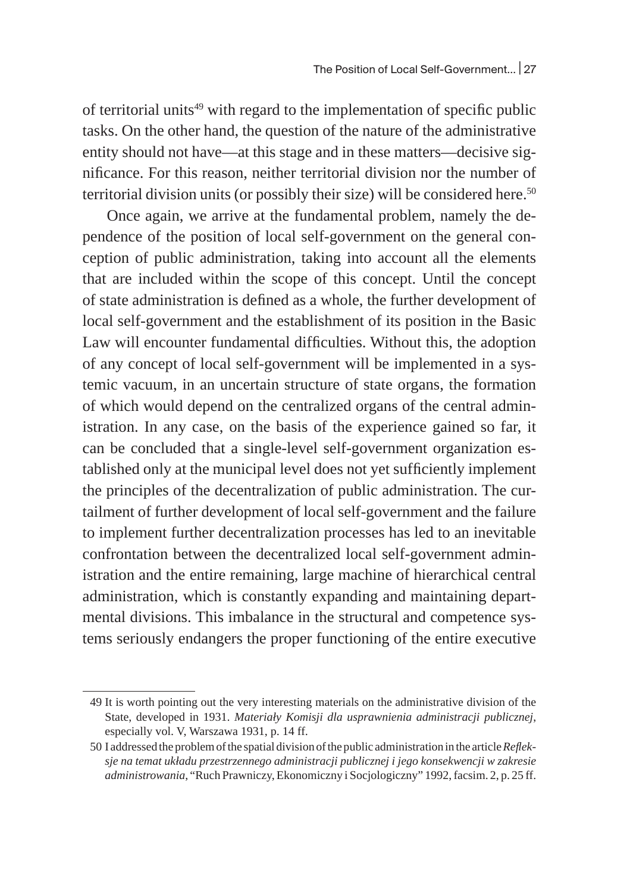of territorial units[49] with regard to the implementation of specific public tasks. On the other hand, the question of the nature of the administrative entity should not have—at this stage and in these matters—decisive significance. For this reason, neither territorial division nor the number of territorial division units (or possibly their size) will be considered here.[50]

Once again, we arrive at the fundamental problem, namely the dependence of the position of local self-government on the general conception of public administration, taking into account all the elements that are included within the scope of this concept. Until the concept of state administration is defined as a whole, the further development of local self-government and the establishment of its position in the Basic Law will encounter fundamental difficulties. Without this, the adoption of any concept of local self-government will be implemented in a systemic vacuum, in an uncertain structure of state organs, the formation of which would depend on the centralized organs of the central administration. In any case, on the basis of the experience gained so far, it can be concluded that a single-level self-government organization established only at the municipal level does not yet sufficiently implement the principles of the decentralization of public administration. The curtailment of further development of local self-government and the failure to implement further decentralization processes has led to an inevitable confrontation between the decentralized local self-government administration and the entire remaining, large machine of hierarchical central administration, which is constantly expanding and maintaining departmental divisions. This imbalance in the structural and competence systems seriously endangers the proper functioning of the entire executive

---

49 It is worth pointing out the very interesting materials on the administrative division of the State, developed in 1931. *Materiały Komisji dla usprawnienia administracji publicznej*, especially vol. V, Warszawa 1931, p. 14 ff.

50 I addressed the problem of the spatial division of the public administration in the article *Refleksje na temat układu przestrzennego administracji publicznej i jego konsekwencji w zakresie administrowania*, "Ruch Prawniczy, Ekonomiczny i Socjologiczny" 1992, facsim. 2, p. 25 ff.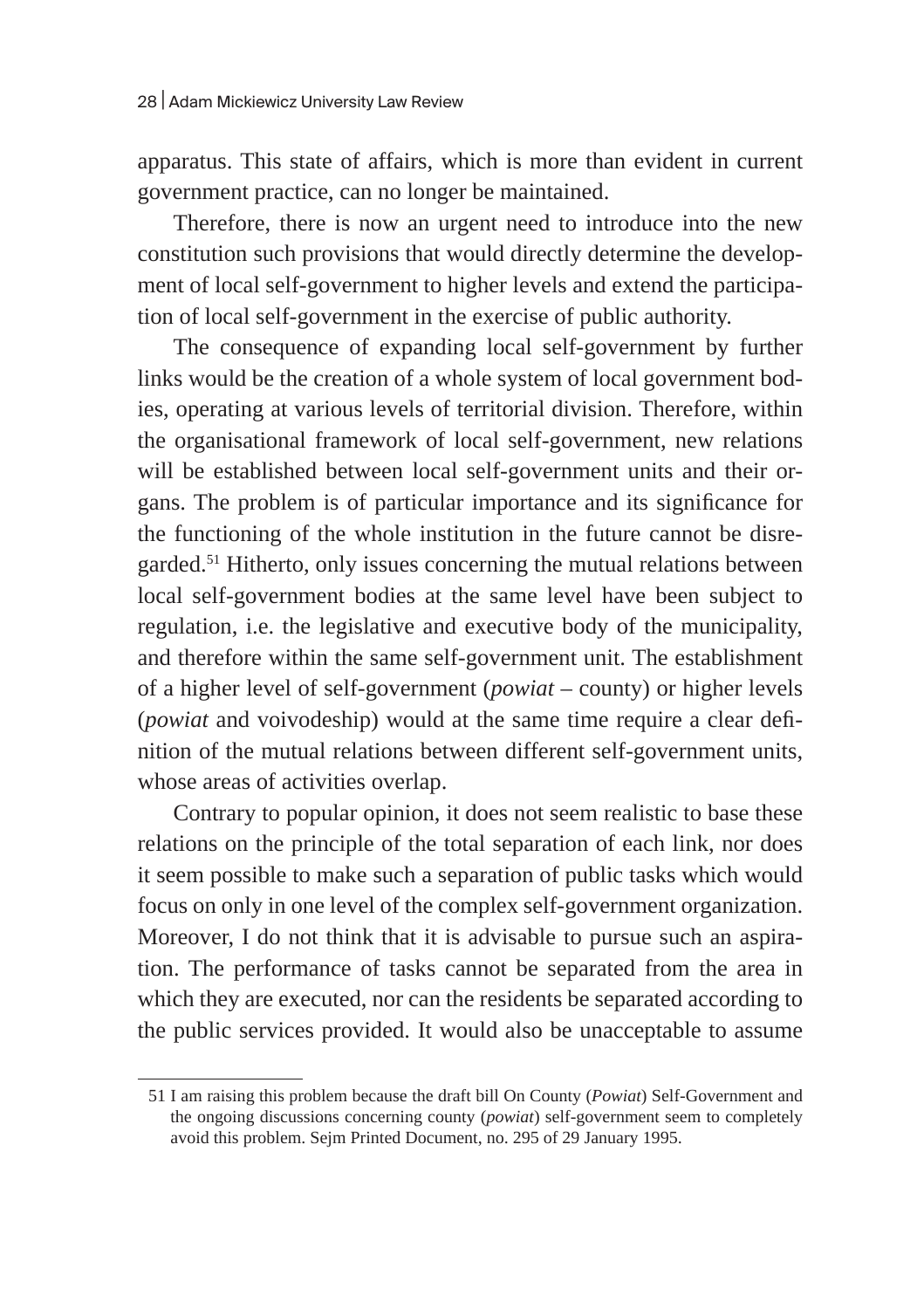apparatus. This state of affairs, which is more than evident in current government practice, can no longer be maintained.

Therefore, there is now an urgent need to introduce into the new constitution such provisions that would directly determine the development of local self-government to higher levels and extend the participation of local self-government in the exercise of public authority.

The consequence of expanding local self-government by further links would be the creation of a whole system of local government bodies, operating at various levels of territorial division. Therefore, within the organisational framework of local self-government, new relations will be established between local self-government units and their organs. The problem is of particular importance and its significance for the functioning of the whole institution in the future cannot be disregarded.[51] Hitherto, only issues concerning the mutual relations between local self-government bodies at the same level have been subject to regulation, i.e. the legislative and executive body of the municipality, and therefore within the same self-government unit. The establishment of a higher level of self-government (*powiat* – county) or higher levels (*powiat* and voivodeship) would at the same time require a clear definition of the mutual relations between different self-government units, whose areas of activities overlap.

Contrary to popular opinion, it does not seem realistic to base these relations on the principle of the total separation of each link, nor does it seem possible to make such a separation of public tasks which would focus on only in one level of the complex self-government organization. Moreover, I do not think that it is advisable to pursue such an aspiration. The performance of tasks cannot be separated from the area in which they are executed, nor can the residents be separated according to the public services provided. It would also be unacceptable to assume

---

51 I am raising this problem because the draft bill On County (*Powiat*) Self-Government and the ongoing discussions concerning county (*powiat*) self-government seem to completely avoid this problem. Sejm Printed Document, no. 295 of 29 January 1995.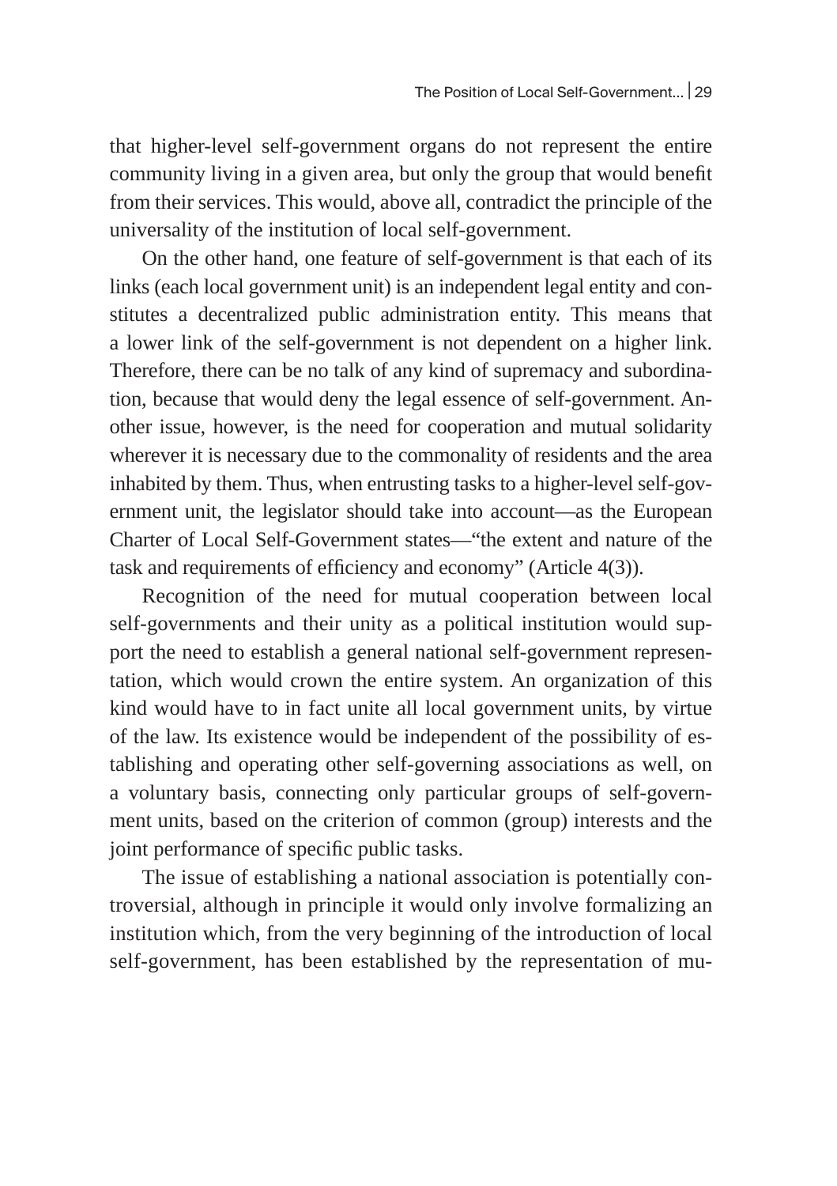that higher-level self-government organs do not represent the entire community living in a given area, but only the group that would benefit from their services. This would, above all, contradict the principle of the universality of the institution of local self-government.

On the other hand, one feature of self-government is that each of its links (each local government unit) is an independent legal entity and constitutes a decentralized public administration entity. This means that a lower link of the self-government is not dependent on a higher link. Therefore, there can be no talk of any kind of supremacy and subordination, because that would deny the legal essence of self-government. Another issue, however, is the need for cooperation and mutual solidarity wherever it is necessary due to the commonality of residents and the area inhabited by them. Thus, when entrusting tasks to a higher-level self-government unit, the legislator should take into account—as the European Charter of Local Self-Government states—"the extent and nature of the task and requirements of efficiency and economy" (Article 4(3)).

Recognition of the need for mutual cooperation between local self-governments and their unity as a political institution would support the need to establish a general national self-government representation, which would crown the entire system. An organization of this kind would have to in fact unite all local government units, by virtue of the law. Its existence would be independent of the possibility of establishing and operating other self-governing associations as well, on a voluntary basis, connecting only particular groups of self-government units, based on the criterion of common (group) interests and the joint performance of specific public tasks.

The issue of establishing a national association is potentially controversial, although in principle it would only involve formalizing an institution which, from the very beginning of the introduction of local self-government, has been established by the representation of mu-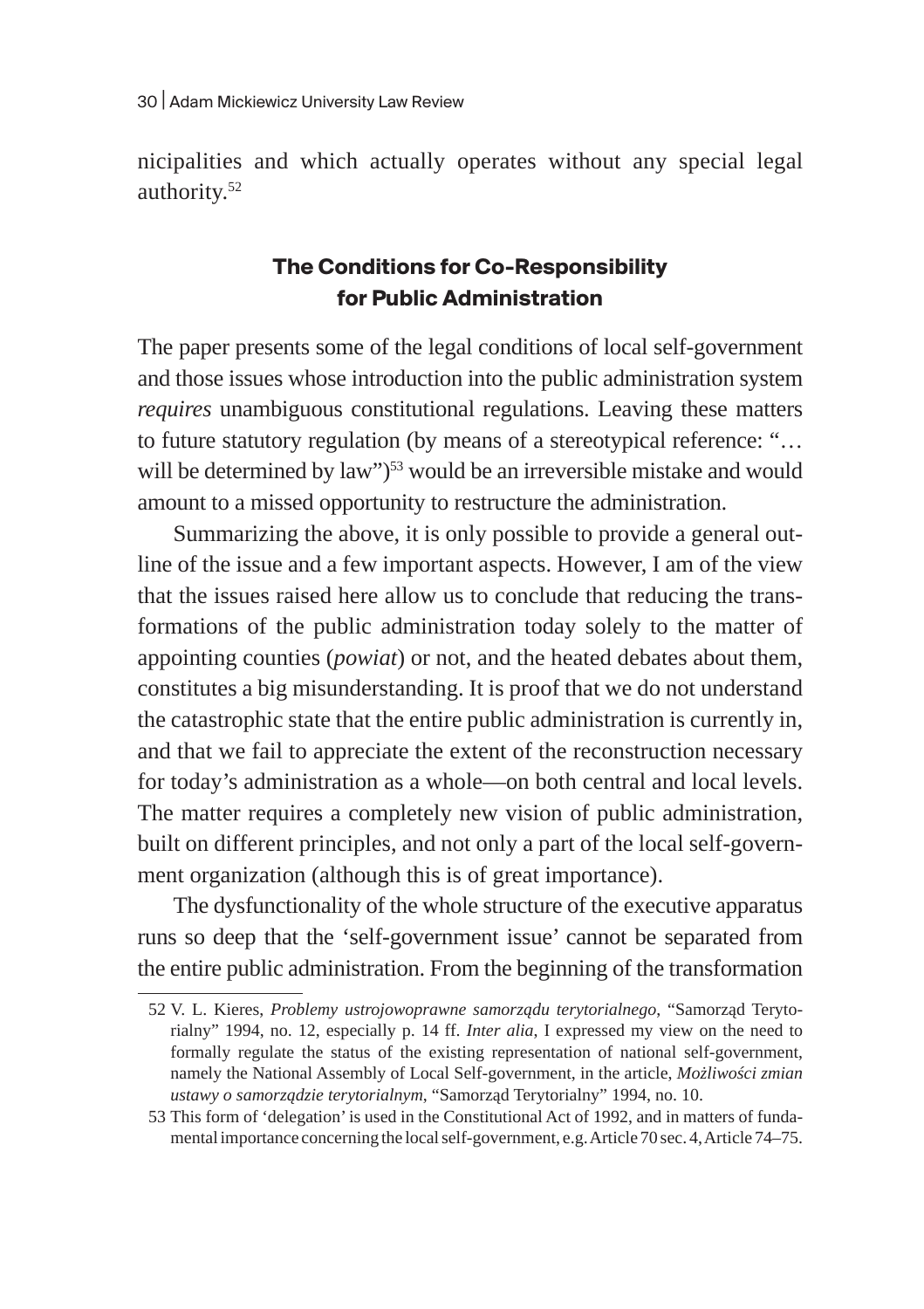nicipalities and which actually operates without any special legal authority.[52]

## The Conditions for Co-Responsibility for Public Administration

The paper presents some of the legal conditions of local self-government and those issues whose introduction into the public administration system *requires* unambiguous constitutional regulations. Leaving these matters to future statutory regulation (by means of a stereotypical reference: "… will be determined by law")[53] would be an irreversible mistake and would amount to a missed opportunity to restructure the administration.

Summarizing the above, it is only possible to provide a general outline of the issue and a few important aspects. However, I am of the view that the issues raised here allow us to conclude that reducing the transformations of the public administration today solely to the matter of appointing counties (*powiat*) or not, and the heated debates about them, constitutes a big misunderstanding. It is proof that we do not understand the catastrophic state that the entire public administration is currently in, and that we fail to appreciate the extent of the reconstruction necessary for today's administration as a whole—on both central and local levels. The matter requires a completely new vision of public administration, built on different principles, and not only a part of the local self-government organization (although this is of great importance).

The dysfunctionality of the whole structure of the executive apparatus runs so deep that the 'self-government issue' cannot be separated from the entire public administration. From the beginning of the transformation

---

52 V. L. Kieres, *Problemy ustrojowoprawne samorządu terytorialnego*, "Samorząd Terytorialny" 1994, no. 12, especially p. 14 ff. *Inter alia*, I expressed my view on the need to formally regulate the status of the existing representation of national self-government, namely the National Assembly of Local Self-government, in the article, *Możliwości zmian ustawy o samorządzie terytorialnym*, "Samorząd Terytorialny" 1994, no. 10.

53 This form of 'delegation' is used in the Constitutional Act of 1992, and in matters of fundamental importance concerning the local self-government, e.g. Article 70 sec. 4, Article 74–75.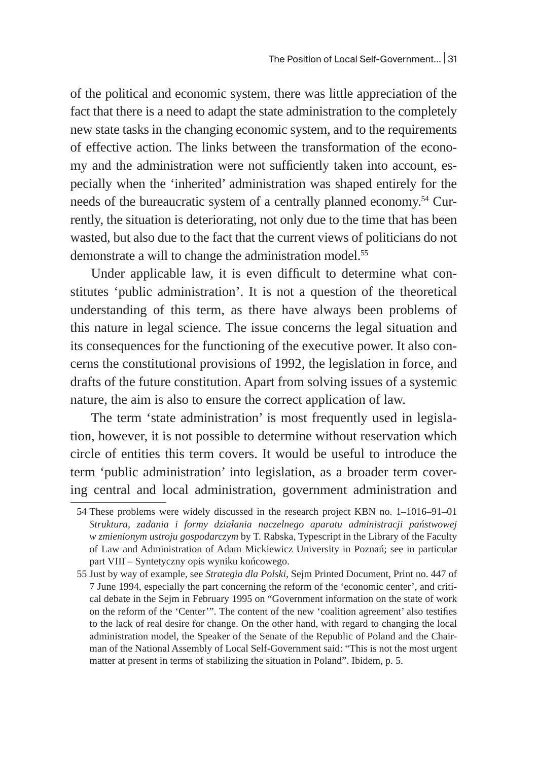of the political and economic system, there was little appreciation of the fact that there is a need to adapt the state administration to the completely new state tasks in the changing economic system, and to the requirements of effective action. The links between the transformation of the economy and the administration were not sufficiently taken into account, especially when the 'inherited' administration was shaped entirely for the needs of the bureaucratic system of a centrally planned economy.[54] Currently, the situation is deteriorating, not only due to the time that has been wasted, but also due to the fact that the current views of politicians do not demonstrate a will to change the administration model.[55]

Under applicable law, it is even difficult to determine what constitutes 'public administration'. It is not a question of the theoretical understanding of this term, as there have always been problems of this nature in legal science. The issue concerns the legal situation and its consequences for the functioning of the executive power. It also concerns the constitutional provisions of 1992, the legislation in force, and drafts of the future constitution. Apart from solving issues of a systemic nature, the aim is also to ensure the correct application of law.

The term 'state administration' is most frequently used in legislation, however, it is not possible to determine without reservation which circle of entities this term covers. It would be useful to introduce the term 'public administration' into legislation, as a broader term covering central and local administration, government administration and

---

54 These problems were widely discussed in the research project KBN no. 1–1016–91–01 *Struktura, zadania i formy działania naczelnego aparatu administracji państwowej w zmienionym ustroju gospodarczym* by T. Rabska, Typescript in the Library of the Faculty of Law and Administration of Adam Mickiewicz University in Poznań; see in particular part VIII – Syntetyczny opis wyniku końcowego.

55 Just by way of example, see *Strategia dla Polski*, Sejm Printed Document, Print no. 447 of 7 June 1994, especially the part concerning the reform of the 'economic center', and critical debate in the Sejm in February 1995 on "Government information on the state of work on the reform of the 'Center'". The content of the new 'coalition agreement' also testifies to the lack of real desire for change. On the other hand, with regard to changing the local administration model, the Speaker of the Senate of the Republic of Poland and the Chairman of the National Assembly of Local Self-Government said: "This is not the most urgent matter at present in terms of stabilizing the situation in Poland". Ibidem, p. 5.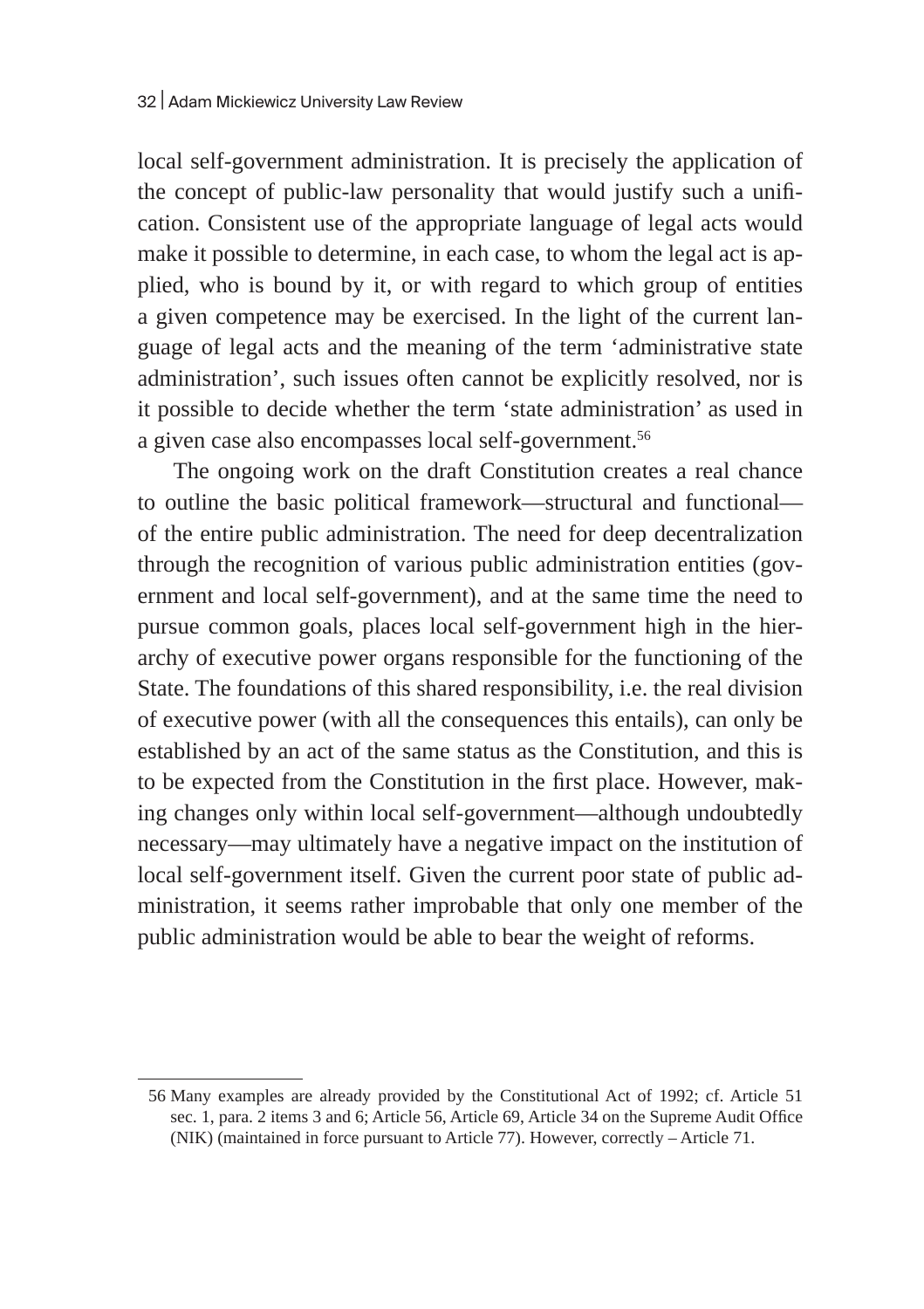local self-government administration. It is precisely the application of the concept of public-law personality that would justify such a unification. Consistent use of the appropriate language of legal acts would make it possible to determine, in each case, to whom the legal act is applied, who is bound by it, or with regard to which group of entities a given competence may be exercised. In the light of the current language of legal acts and the meaning of the term 'administrative state administration', such issues often cannot be explicitly resolved, nor is it possible to decide whether the term 'state administration' as used in a given case also encompasses local self-government.[56]

The ongoing work on the draft Constitution creates a real chance to outline the basic political framework—structural and functional—of the entire public administration. The need for deep decentralization through the recognition of various public administration entities (government and local self-government), and at the same time the need to pursue common goals, places local self-government high in the hierarchy of executive power organs responsible for the functioning of the State. The foundations of this shared responsibility, i.e. the real division of executive power (with all the consequences this entails), can only be established by an act of the same status as the Constitution, and this is to be expected from the Constitution in the first place. However, making changes only within local self-government—although undoubtedly necessary—may ultimately have a negative impact on the institution of local self-government itself. Given the current poor state of public administration, it seems rather improbable that only one member of the public administration would be able to bear the weight of reforms.

---

56 Many examples are already provided by the Constitutional Act of 1992; cf. Article 51 sec. 1, para. 2 items 3 and 6; Article 56, Article 69, Article 34 on the Supreme Audit Office (NIK) (maintained in force pursuant to Article 77). However, correctly – Article 71.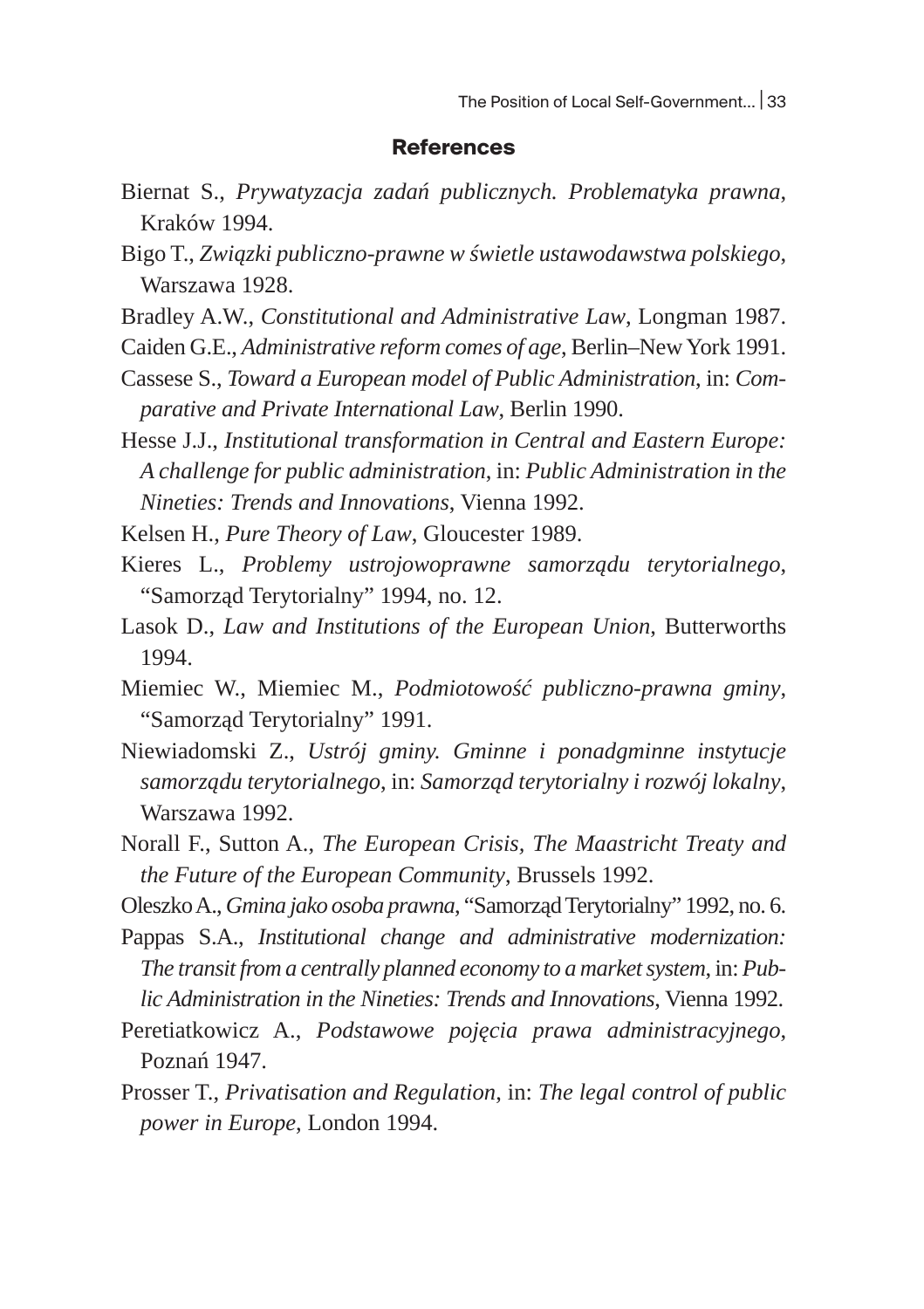## References

Biernat S., *Prywatyzacja zadań publicznych. Problematyka prawna*, Kraków 1994.

Bigo T., *Związki publiczno-prawne w świetle ustawodawstwa polskiego*, Warszawa 1928.

Bradley A.W., *Constitutional and Administrative Law*, Longman 1987.

Caiden G.E., *Administrative reform comes of age*, Berlin–New York 1991.

Cassese S., *Toward a European model of Public Administration*, in: *Comparative and Private International Law*, Berlin 1990.

Hesse J.J., *Institutional transformation in Central and Eastern Europe: A challenge for public administration*, in: *Public Administration in the Nineties: Trends and Innovations*, Vienna 1992.

Kelsen H., *Pure Theory of Law*, Gloucester 1989.

Kieres L., *Problemy ustrojowoprawne samorządu terytorialnego*, "Samorząd Terytorialny" 1994, no. 12.

Lasok D., *Law and Institutions of the European Union*, Butterworths 1994.

Miemiec W., Miemiec M., *Podmiotowość publiczno-prawna gminy*, "Samorząd Terytorialny" 1991.

Niewiadomski Z., *Ustrój gminy. Gminne i ponadgminne instytucje samorządu terytorialnego*, in: *Samorząd terytorialny i rozwój lokalny*, Warszawa 1992.

Norall F., Sutton A., *The European Crisis, The Maastricht Treaty and the Future of the European Community*, Brussels 1992.

Oleszko A., *Gmina jako osoba prawna*, "Samorząd Terytorialny" 1992, no. 6.

Pappas S.A., *Institutional change and administrative modernization: The transit from a centrally planned economy to a market system*, in: *Public Administration in the Nineties: Trends and Innovations*, Vienna 1992.

Peretiatkowicz A., *Podstawowe pojęcia prawa administracyjnego*, Poznań 1947.

Prosser T., *Privatisation and Regulation*, in: *The legal control of public power in Europe*, London 1994.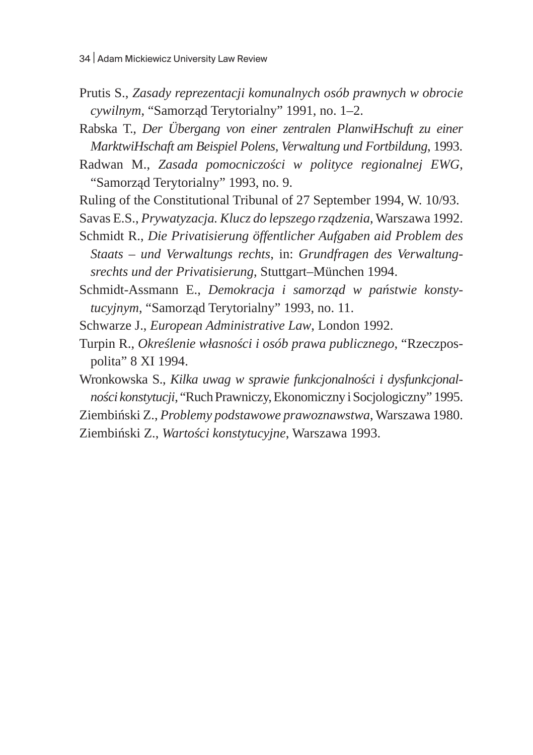Prutis S., *Zasady reprezentacji komunalnych osób prawnych w obrocie cywilnym*, "Samorząd Terytorialny" 1991, no. 1–2.

Rabska T., *Der Übergang von einer zentralen PlanwiHschuft zu einer MarktwiHschaft am Beispiel Polens, Verwaltung und Fortbildung*, 1993.

Radwan M., *Zasada pomocniczości w polityce regionalnej EWG*, "Samorząd Terytorialny" 1993, no. 9.

Ruling of the Constitutional Tribunal of 27 September 1994, W. 10/93.

Savas E.S., *Prywatyzacja. Klucz do lepszego rządzenia*, Warszawa 1992.

Schmidt R., *Die Privatisierung öffentlicher Aufgaben aid Problem des Staats – und Verwaltungs rechts*, in: *Grundfragen des Verwaltungsrechts und der Privatisierung*, Stuttgart–München 1994.

Schmidt-Assmann E., *Demokracja i samorząd w państwie konstytucyjnym*, "Samorząd Terytorialny" 1993, no. 11.

Schwarze J., *European Administrative Law*, London 1992.

Turpin R., *Określenie własności i osób prawa publicznego*, "Rzeczpospolita" 8 XI 1994.

Wronkowska S., *Kilka uwag w sprawie funkcjonalności i dysfunkcjonalności konstytucji*, "Ruch Prawniczy, Ekonomiczny i Socjologiczny" 1995.

Ziembiński Z., *Problemy podstawowe prawoznawstwa*, Warszawa 1980.

Ziembiński Z., *Wartości konstytucyjne*, Warszawa 1993.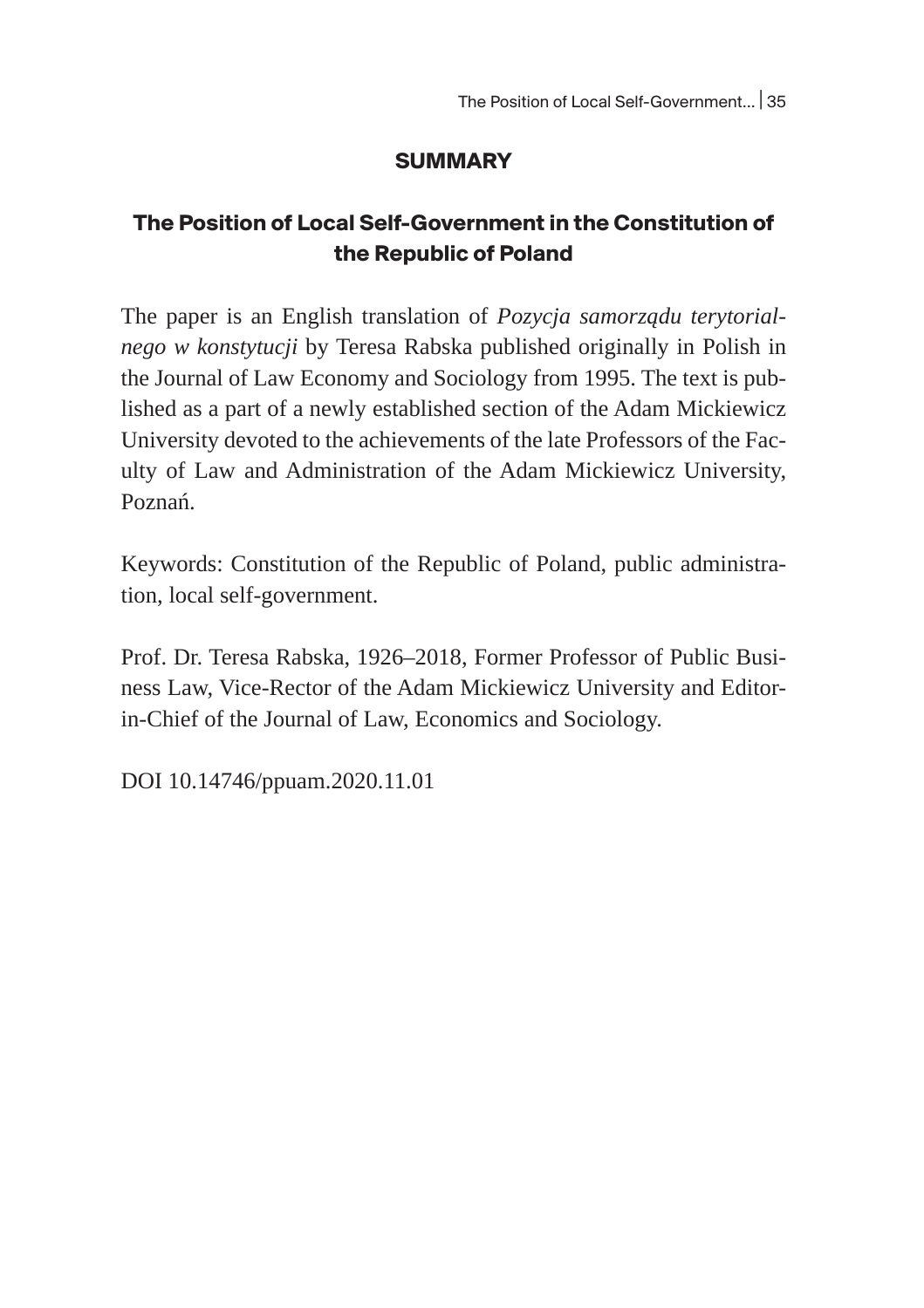## SUMMARY

### The Position of Local Self-Government in the Constitution of the Republic of Poland

The paper is an English translation of *Pozycja samorządu terytorialnego w konstytucji* by Teresa Rabska published originally in Polish in the Journal of Law Economy and Sociology from 1995. The text is published as a part of a newly established section of the Adam Mickiewicz University devoted to the achievements of the late Professors of the Faculty of Law and Administration of the Adam Mickiewicz University, Poznań.

Keywords: Constitution of the Republic of Poland, public administration, local self-government.

Prof. Dr. Teresa Rabska, 1926–2018, Former Professor of Public Business Law, Vice-Rector of the Adam Mickiewicz University and Editor-in-Chief of the Journal of Law, Economics and Sociology.

DOI 10.14746/ppuam.2020.11.01